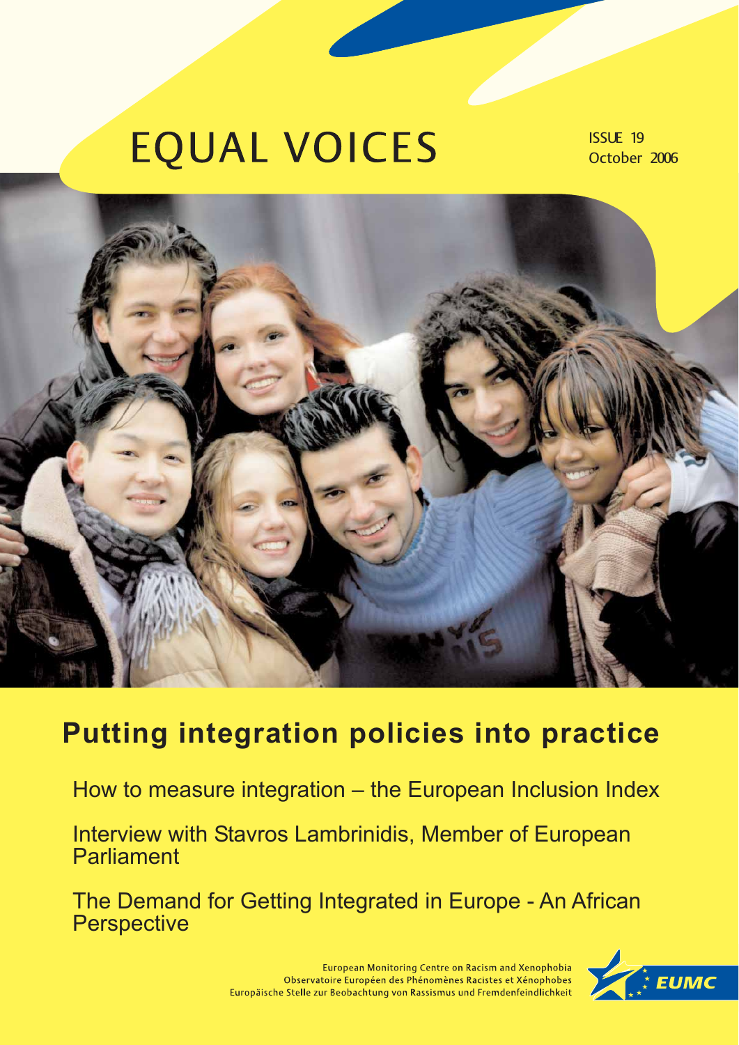# EQUAL VOICES

ISSUE 19
October 2006

## Putting integration policies into practice

How to measure integration – the European Inclusion Index

Interview with Stavros Lambrinidis, Member of European Parliament

The Demand for Getting Integrated in Europe - An African Perspective

European Monitoring Centre on Racism and Xenophobia
Observatoire Européen des Phénomènes Racistes et Xénophobes
Europäische Stelle zur Beobachtung von Rassismus und Fremdenfeindlichkeit

EUMC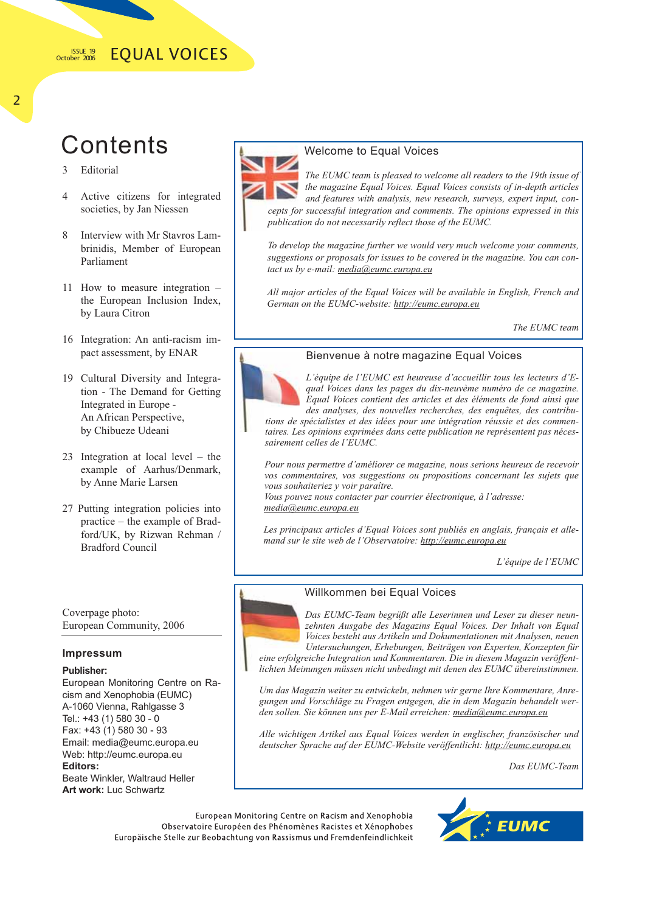# Contents

3 Editorial

4 Active citizens for integrated societies, by Jan Niessen

8 Interview with Mr Stavros Lambrinidis, Member of European Parliament

11 How to measure integration – the European Inclusion Index, by Laura Citron

16 Integration: An anti-racism impact assessment, by ENAR

19 Cultural Diversity and Integration - The Demand for Getting Integrated in Europe - An African Perspective, by Chibueze Udeani

23 Integration at local level – the example of Aarhus/Denmark, by Anne Marie Larsen

27 Putting integration policies into practice – the example of Bradford/UK, by Rizwan Rehman / Bradford Council

## Welcome to Equal Voices

*The EUMC team is pleased to welcome all readers to the 19th issue of the magazine Equal Voices. Equal Voices consists of in-depth articles and features with analysis, new research, surveys, expert input, concepts for successful integration and comments. The opinions expressed in this publication do not necessarily reflect those of the EUMC.*

*To develop the magazine further we would very much welcome your comments, suggestions or proposals for issues to be covered in the magazine. You can contact us by e-mail: media@eumc.europa.eu*

*All major articles of the Equal Voices will be available in English, French and German on the EUMC-website: http://eumc.europa.eu*

*The EUMC team*

## Bienvenue à notre magazine Equal Voices

*L'équipe de l'EUMC est heureuse d'accueillir tous les lecteurs d'Equal Voices dans les pages du dix-neuvème numéro de ce magazine. Equal Voices contient des articles et des éléments de fond ainsi que des analyses, des nouvelles recherches, des enquêtes, des contributions de spécialistes et des idées pour une intégration réussie et des commentaires. Les opinions exprimées dans cette publication ne représentent pas nécessairement celles de l'EUMC.*

*Pour nous permettre d'améliorer ce magazine, nous serions heureux de recevoir vos commentaires, vos suggestions ou propositions concernant les sujets que vous souhaiteriez y voir paraître.*
*Vous pouvez nous contacter par courrier électronique, à l'adresse: media@eumc.europa.eu*

*Les principaux articles d'Equal Voices sont publiés en anglais, français et allemand sur le site web de l'Observatoire: http://eumc.europa.eu*

*L'équipe de l'EUMC*

## Willkommen bei Equal Voices

*Das EUMC-Team begrüßt alle Leserinnen und Leser zu dieser neunzehnten Ausgabe des Magazins Equal Voices. Der Inhalt von Equal Voices besteht aus Artikeln und Dokumentationen mit Analysen, neuen Untersuchungen, Erhebungen, Beiträgen von Experten, Konzepten für eine erfolgreiche Integration und Kommentaren. Die in diesem Magazin veröffentlichten Meinungen müssen nicht unbedingt mit denen des EUMC übereinstimmen.*

*Um das Magazin weiter zu entwickeln, nehmen wir gerne Ihre Kommentare, Anregungen und Vorschläge zu Fragen entgegen, die in dem Magazin behandelt werden sollen. Sie können uns per E-Mail erreichen: media@eumc.europa.eu*

*Alle wichtigen Artikel aus Equal Voices werden in englischer, französischer und deutscher Sprache auf der EUMC-Website veröffentlicht: http://eumc.europa.eu*

*Das EUMC-Team*

Coverpage photo:
European Community, 2006

### Impressum

**Publisher:**
European Monitoring Centre on Racism and Xenophobia (EUMC)
A-1060 Vienna, Rahlgasse 3
Tel.: +43 (1) 580 30 - 0
Fax: +43 (1) 580 30 - 93
Email: media@eumc.europa.eu
Web: http://eumc.europa.eu
**Editors:**
Beate Winkler, Waltraud Heller
**Art work:** Luc Schwartz

European Monitoring Centre on Racism and Xenophobia
Observatoire Européen des Phénomènes Racistes et Xénophobes
Europäische Stelle zur Beobachtung von Rassismus und Fremdenfeindlichkeit

EUMC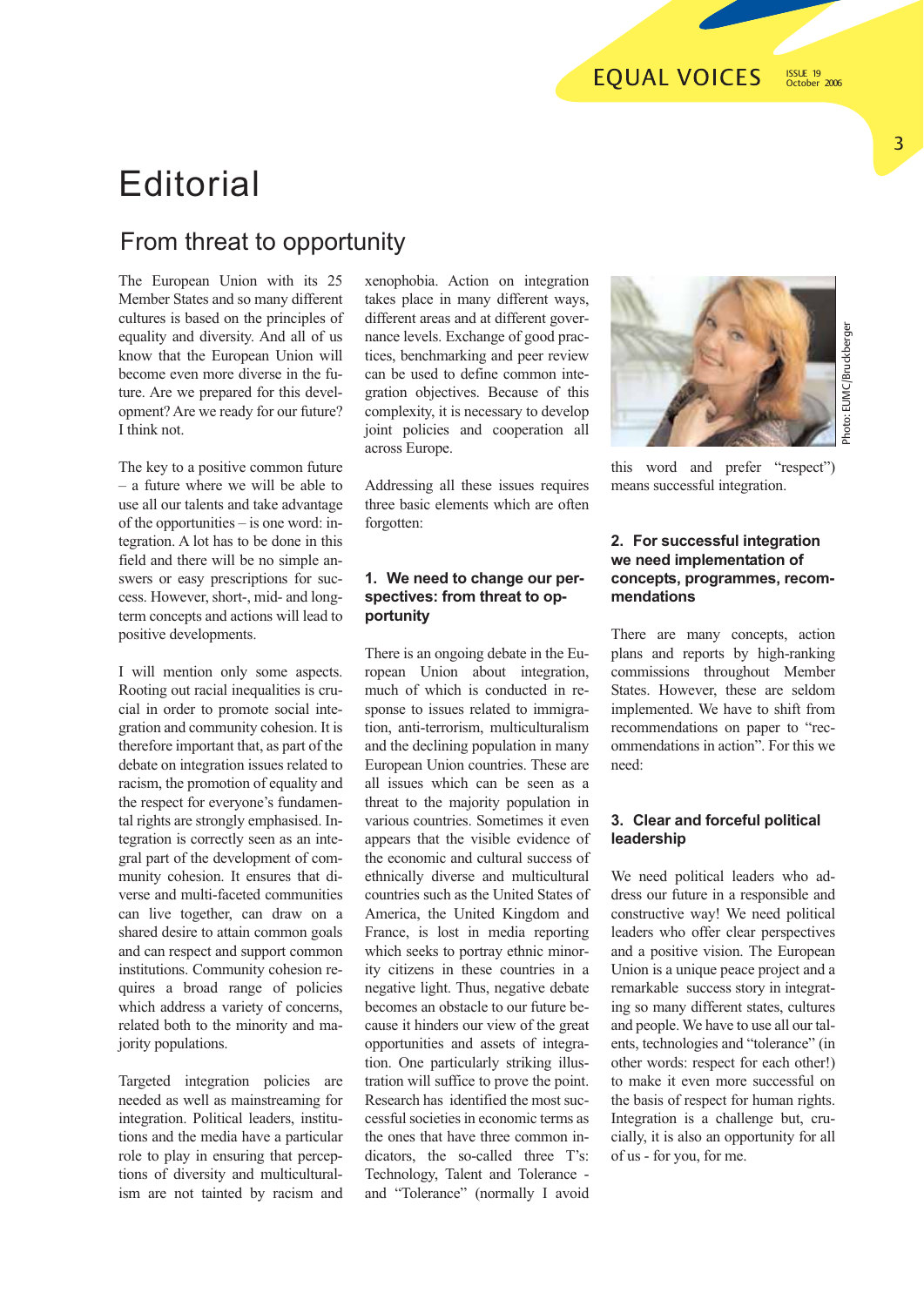# Editorial

## From threat to opportunity

The European Union with its 25 Member States and so many different cultures is based on the principles of equality and diversity. And all of us know that the European Union will become even more diverse in the future. Are we prepared for this development? Are we ready for our future? I think not.

The key to a positive common future – a future where we will be able to use all our talents and take advantage of the opportunities – is one word: integration. A lot has to be done in this field and there will be no simple answers or easy prescriptions for success. However, short-, mid- and long-term concepts and actions will lead to positive developments.

I will mention only some aspects. Rooting out racial inequalities is crucial in order to promote social integration and community cohesion. It is therefore important that, as part of the debate on integration issues related to racism, the promotion of equality and the respect for everyone's fundamental rights are strongly emphasised. Integration is correctly seen as an integral part of the development of community cohesion. It ensures that diverse and multi-faceted communities can live together, can draw on a shared desire to attain common goals and can respect and support common institutions. Community cohesion requires a broad range of policies which address a variety of concerns, related both to the minority and majority populations.

Targeted integration policies are needed as well as mainstreaming for integration. Political leaders, institutions and the media have a particular role to play in ensuring that perceptions of diversity and multiculturalism are not tainted by racism and xenophobia. Action on integration takes place in many different ways, different areas and at different governance levels. Exchange of good practices, benchmarking and peer review can be used to define common integration objectives. Because of this complexity, it is necessary to develop joint policies and cooperation all across Europe.

Addressing all these issues requires three basic elements which are often forgotten:

### 1. We need to change our perspectives: from threat to opportunity

There is an ongoing debate in the European Union about integration, much of which is conducted in response to issues related to immigration, anti-terrorism, multiculturalism and the declining population in many European Union countries. These are all issues which can be seen as a threat to the majority population in various countries. Sometimes it even appears that the visible evidence of the economic and cultural success of ethnically diverse and multicultural countries such as the United States of America, the United Kingdom and France, is lost in media reporting which seeks to portray ethnic minority citizens in these countries in a negative light. Thus, negative debate becomes an obstacle to our future because it hinders our view of the great opportunities and assets of integration. One particularly striking illustration will suffice to prove the point. Research has identified the most successful societies in economic terms as the ones that have three common indicators, the so-called three T's: Technology, Talent and Tolerance - and "Tolerance" (normally I avoid this word and prefer "respect") means successful integration.

Photo: EUMC/Bruckberger

### 2. For successful integration we need implementation of concepts, programmes, recommendations

There are many concepts, action plans and reports by high-ranking commissions throughout Member States. However, these are seldom implemented. We have to shift from recommendations on paper to "recommendations in action". For this we need:

### 3. Clear and forceful political leadership

We need political leaders who address our future in a responsible and constructive way! We need political leaders who offer clear perspectives and a positive vision. The European Union is a unique peace project and a remarkable success story in integrating so many different states, cultures and people. We have to use all our talents, technologies and "tolerance" (in other words: respect for each other!) to make it even more successful on the basis of respect for human rights. Integration is a challenge but, crucially, it is also an opportunity for all of us - for you, for me.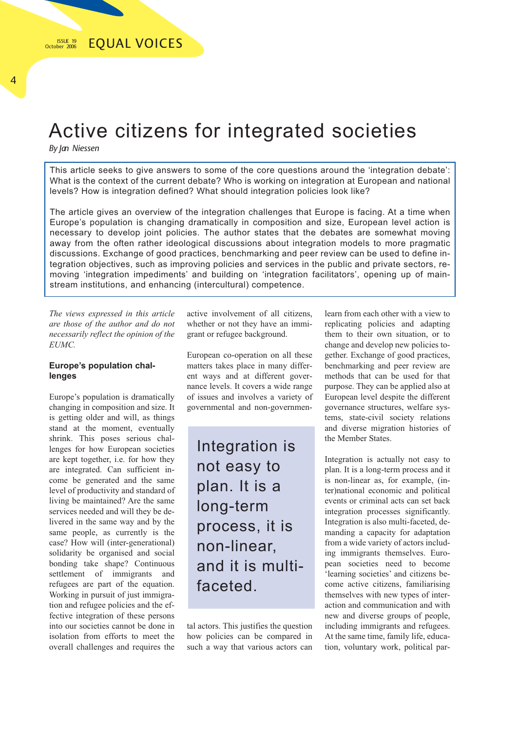# Active citizens for integrated societies

*By Jan Niessen*

This article seeks to give answers to some of the core questions around the 'integration debate': What is the context of the current debate? Who is working on integration at European and national levels? How is integration defined? What should integration policies look like?

The article gives an overview of the integration challenges that Europe is facing. At a time when Europe's population is changing dramatically in composition and size, European level action is necessary to develop joint policies. The author states that the debates are somewhat moving away from the often rather ideological discussions about integration models to more pragmatic discussions. Exchange of good practices, benchmarking and peer review can be used to define integration objectives, such as improving policies and services in the public and private sectors, removing 'integration impediments' and building on 'integration facilitators', opening up of mainstream institutions, and enhancing (intercultural) competence.

*The views expressed in this article are those of the author and do not necessarily reflect the opinion of the EUMC.*

### Europe's population challenges

Europe's population is dramatically changing in composition and size. It is getting older and will, as things stand at the moment, eventually shrink. This poses serious challenges for how European societies are kept together, i.e. for how they are integrated. Can sufficient income be generated and the same level of productivity and standard of living be maintained? Are the same services needed and will they be delivered in the same way and by the same people, as currently is the case? How will (inter-generational) solidarity be organised and social bonding take shape? Continuous settlement of immigrants and refugees are part of the equation. Working in pursuit of just immigration and refugee policies and the effective integration of these persons into our societies cannot be done in isolation from efforts to meet the overall challenges and requires the active involvement of all citizens, whether or not they have an immigrant or refugee background.

European co-operation on all these matters takes place in many different ways and at different governance levels. It covers a wide range of issues and involves a variety of governmental and non-governmental actors. This justifies the question how policies can be compared in such a way that various actors can learn from each other with a view to replicating policies and adapting them to their own situation, or to change and develop new policies together. Exchange of good practices, benchmarking and peer review are methods that can be used for that purpose. They can be applied also at European level despite the different governance structures, welfare systems, state-civil society relations and diverse migration histories of the Member States.

> Integration is not easy to plan. It is a long-term process, it is non-linear, and it is multi-faceted.

Integration is actually not easy to plan. It is a long-term process and it is non-linear as, for example, (inter)national economic and political events or criminal acts can set back integration processes significantly. Integration is also multi-faceted, demanding a capacity for adaptation from a wide variety of actors including immigrants themselves. European societies need to become 'learning societies' and citizens become active citizens, familiarising themselves with new types of interaction and communication and with new and diverse groups of people, including immigrants and refugees. At the same time, family life, education, voluntary work, political par-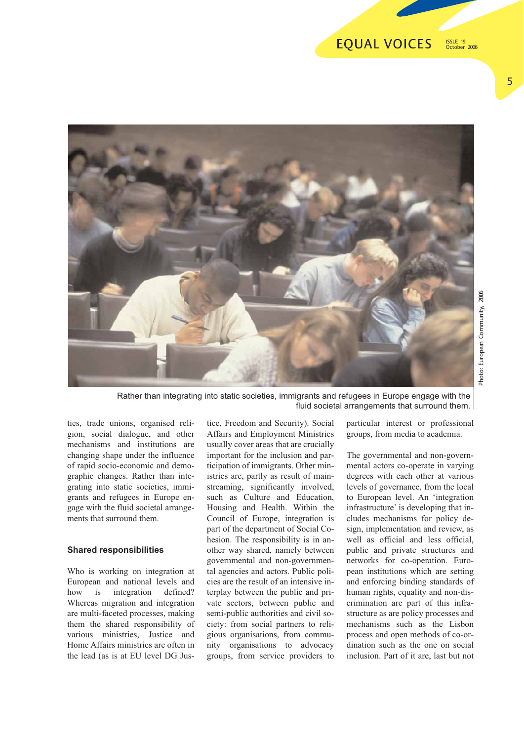Rather than integrating into static societies, immigrants and refugees in Europe engage with the fluid societal arrangements that surround them.

Photo: European Community, 2006

ties, trade unions, organised religion, social dialogue, and other mechanisms and institutions are changing shape under the influence of rapid socio-economic and demographic changes. Rather than integrating into static societies, immigrants and refugees in Europe engage with the fluid societal arrangements that surround them.

### Shared responsibilities

Who is working on integration at European and national levels and how is integration defined? Whereas migration and integration are multi-faceted processes, making them the shared responsibility of various ministries, Justice and Home Affairs ministries are often in the lead (as is at EU level DG Justice, Freedom and Security). Social Affairs and Employment Ministries usually cover areas that are crucially important for the inclusion and participation of immigrants. Other ministries are, partly as result of mainstreaming, significantly involved, such as Culture and Education, Housing and Health. Within the Council of Europe, integration is part of the department of Social Cohesion. The responsibility is in another way shared, namely between governmental and non-governmental agencies and actors. Public policies are the result of an intensive interplay between the public and private sectors, between public and semi-public authorities and civil society: from social partners to religious organisations, from community organisations to advocacy groups, from service providers to particular interest or professional groups, from media to academia.

The governmental and non-governmental actors co-operate in varying degrees with each other at various levels of governance, from the local to European level. An 'integration infrastructure' is developing that includes mechanisms for policy design, implementation and review, as well as official and less official, public and private structures and networks for co-operation. European institutions which are setting and enforcing binding standards of human rights, equality and non-discrimination are part of this infrastructure as are policy processes and mechanisms such as the Lisbon process and open methods of co-ordination such as the one on social inclusion. Part of it are, last but not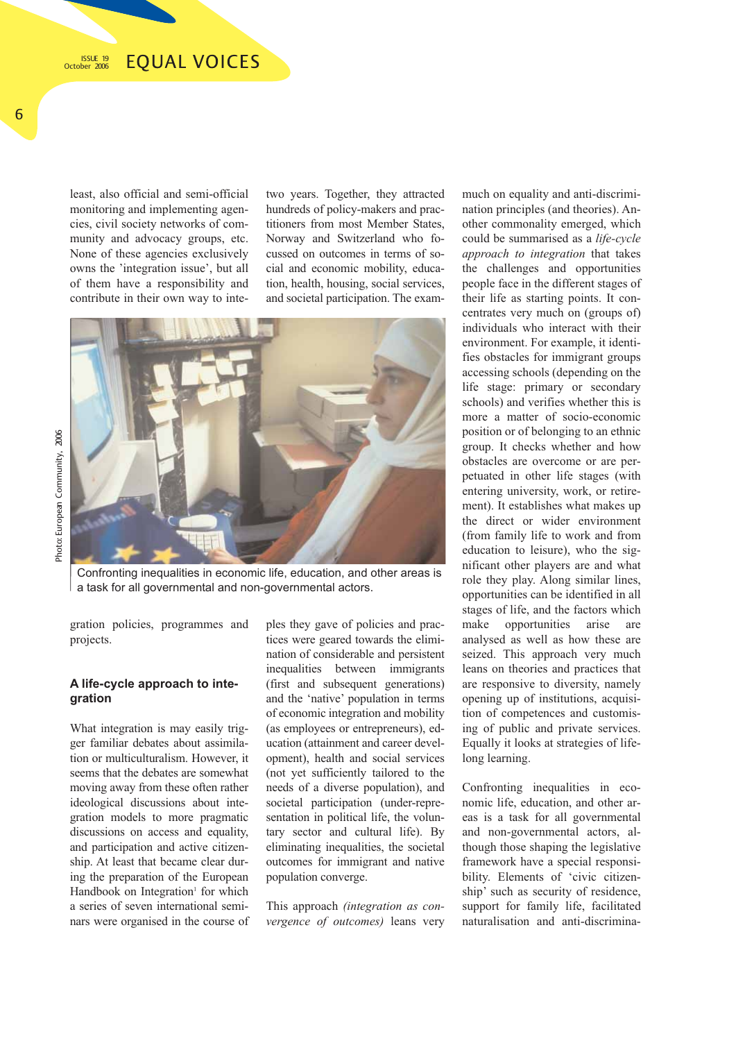least, also official and semi-official monitoring and implementing agencies, civil society networks of community and advocacy groups, etc. None of these agencies exclusively owns the 'integration issue', but all of them have a responsibility and contribute in their own way to integration policies, programmes and projects.

Confronting inequalities in economic life, education, and other areas is a task for all governmental and non-governmental actors.

Photo: European Community, 2006

### A life-cycle approach to integration

What integration is may easily trigger familiar debates about assimilation or multiculturalism. However, it seems that the debates are somewhat moving away from these often rather ideological discussions about integration models to more pragmatic discussions on access and equality, and participation and active citizenship. At least that became clear during the preparation of the European Handbook on Integration[1] for which a series of seven international seminars were organised in the course of two years. Together, they attracted hundreds of policy-makers and practitioners from most Member States, Norway and Switzerland who focussed on outcomes in terms of social and economic mobility, education, health, housing, social services, and societal participation. The examples they gave of policies and practices were geared towards the elimination of considerable and persistent inequalities between immigrants (first and subsequent generations) and the 'native' population in terms of economic integration and mobility (as employees or entrepreneurs), education (attainment and career development), health and social services (not yet sufficiently tailored to the needs of a diverse population), and societal participation (under-representation in political life, the voluntary sector and cultural life). By eliminating inequalities, the societal outcomes for immigrant and native population converge.

This approach *(integration as convergence of outcomes)* leans very much on equality and anti-discrimination principles (and theories). Another commonality emerged, which could be summarised as a *life-cycle approach to integration* that takes the challenges and opportunities people face in the different stages of their life as starting points. It concentrates very much on (groups of) individuals who interact with their environment. For example, it identifies obstacles for immigrant groups accessing schools (depending on the life stage: primary or secondary schools) and verifies whether this is more a matter of socio-economic position or of belonging to an ethnic group. It checks whether and how obstacles are overcome or are perpetuated in other life stages (with entering university, work, or retirement). It establishes what makes up the direct or wider environment (from family life to work and from education to leisure), who the significant other players are and what role they play. Along similar lines, opportunities can be identified in all stages of life, and the factors which make opportunities arise are analysed as well as how these are seized. This approach very much leans on theories and practices that are responsive to diversity, namely opening up of institutions, acquisition of competences and customising of public and private services. Equally it looks at strategies of lifelong learning.

Confronting inequalities in economic life, education, and other areas is a task for all governmental and non-governmental actors, although those shaping the legislative framework have a special responsibility. Elements of 'civic citizenship' such as security of residence, support for family life, facilitated naturalisation and anti-discrimina-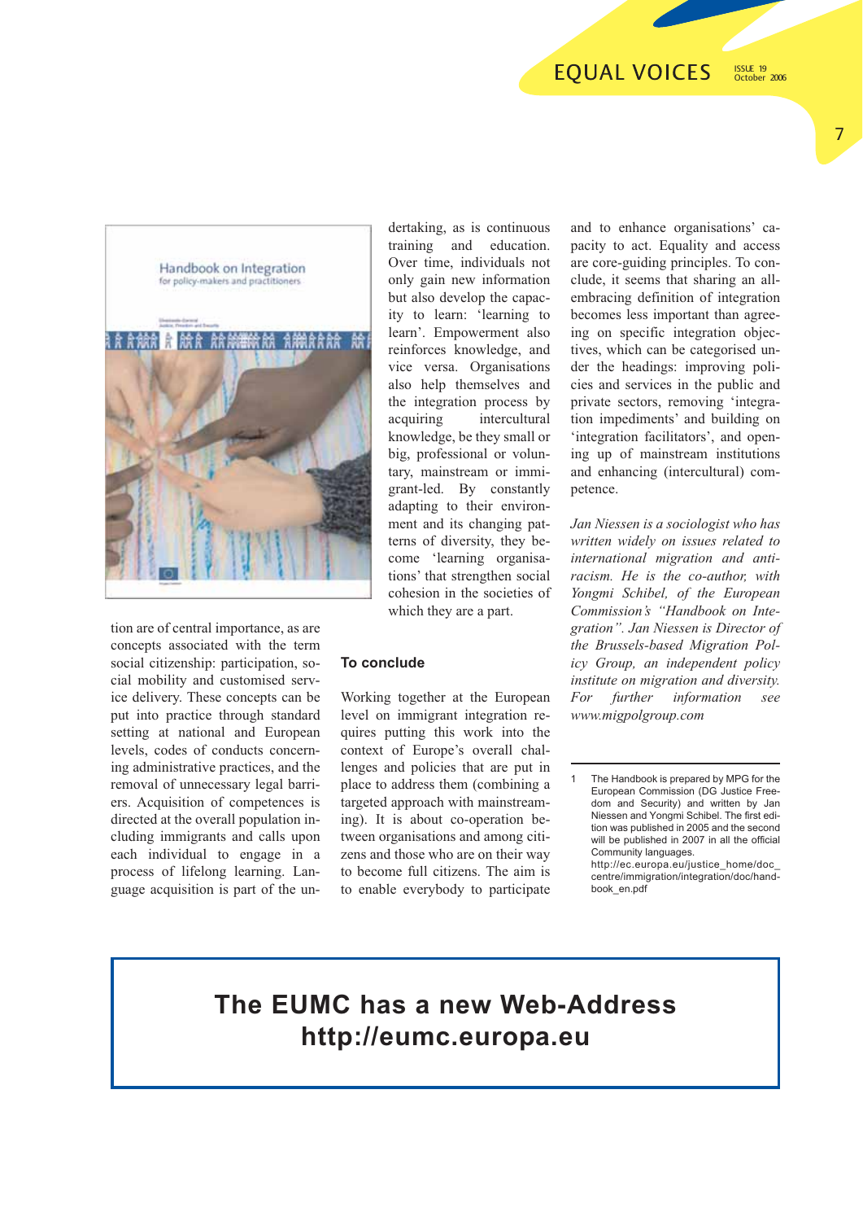tion are of central importance, as are concepts associated with the term social citizenship: participation, social mobility and customised service delivery. These concepts can be put into practice through standard setting at national and European levels, codes of conducts concerning administrative practices, and the removal of unnecessary legal barriers. Acquisition of competences is directed at the overall population including immigrants and calls upon each individual to engage in a process of lifelong learning. Language acquisition is part of the undertaking, as is continuous training and education. Over time, individuals not only gain new information but also develop the capacity to learn: 'learning to learn'. Empowerment also reinforces knowledge, and vice versa. Organisations also help themselves and the integration process by acquiring intercultural knowledge, be they small or big, professional or voluntary, mainstream or immigrant-led. By constantly adapting to their environment and its changing patterns of diversity, they become 'learning organisations' that strengthen social cohesion in the societies of which they are a part.

### To conclude

Working together at the European level on immigrant integration requires putting this work into the context of Europe's overall challenges and policies that are put in place to address them (combining a targeted approach with mainstreaming). It is about co-operation between organisations and among citizens and those who are on their way to become full citizens. The aim is to enable everybody to participate and to enhance organisations' capacity to act. Equality and access are core-guiding principles. To conclude, it seems that sharing an all-embracing definition of integration becomes less important than agreeing on specific integration objectives, which can be categorised under the headings: improving policies and services in the public and private sectors, removing 'integration impediments' and building on 'integration facilitators', and opening up of mainstream institutions and enhancing (intercultural) competence.

*Jan Niessen is a sociologist who has written widely on issues related to international migration and anti-racism. He is the co-author, with Yongmi Schibel, of the European Commission's "Handbook on Integration". Jan Niessen is Director of the Brussels-based Migration Policy Group, an independent policy institute on migration and diversity. For further information see www.migpolgroup.com*

---

1 The Handbook is prepared by MPG for the European Commission (DG Justice Freedom and Security) and written by Jan Niessen and Yongmi Schibel. The first edition was published in 2005 and the second will be published in 2007 in all the official Community languages. http://ec.europa.eu/justice_home/doc_centre/immigration/integration/doc/handbook_en.pdf

**The EUMC has a new Web-Address**
**http://eumc.europa.eu**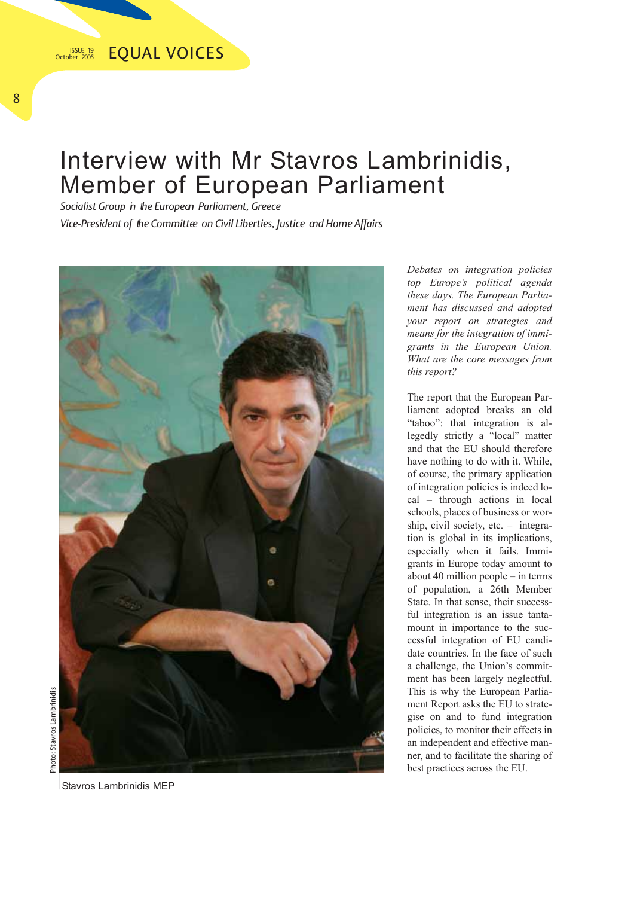# Interview with Mr Stavros Lambrinidis, Member of European Parliament

*Socialist Group in the European Parliament, Greece*

*Vice-President of the Committee on Civil Liberties, Justice and Home Affairs*

Photo: Stavros Lambrinidis

Stavros Lambrinidis MEP

*Debates on integration policies top Europe's political agenda these days. The European Parliament has discussed and adopted your report on strategies and means for the integration of immigrants in the European Union. What are the core messages from this report?*

The report that the European Parliament adopted breaks an old "taboo": that integration is allegedly strictly a "local" matter and that the EU should therefore have nothing to do with it. While, of course, the primary application of integration policies is indeed local – through actions in local schools, places of business or worship, civil society, etc. – integration is global in its implications, especially when it fails. Immigrants in Europe today amount to about 40 million people – in terms of population, a 26th Member State. In that sense, their successful integration is an issue tantamount in importance to the successful integration of EU candidate countries. In the face of such a challenge, the Union's commitment has been largely neglectful. This is why the European Parliament Report asks the EU to strategise on and to fund integration policies, to monitor their effects in an independent and effective manner, and to facilitate the sharing of best practices across the EU.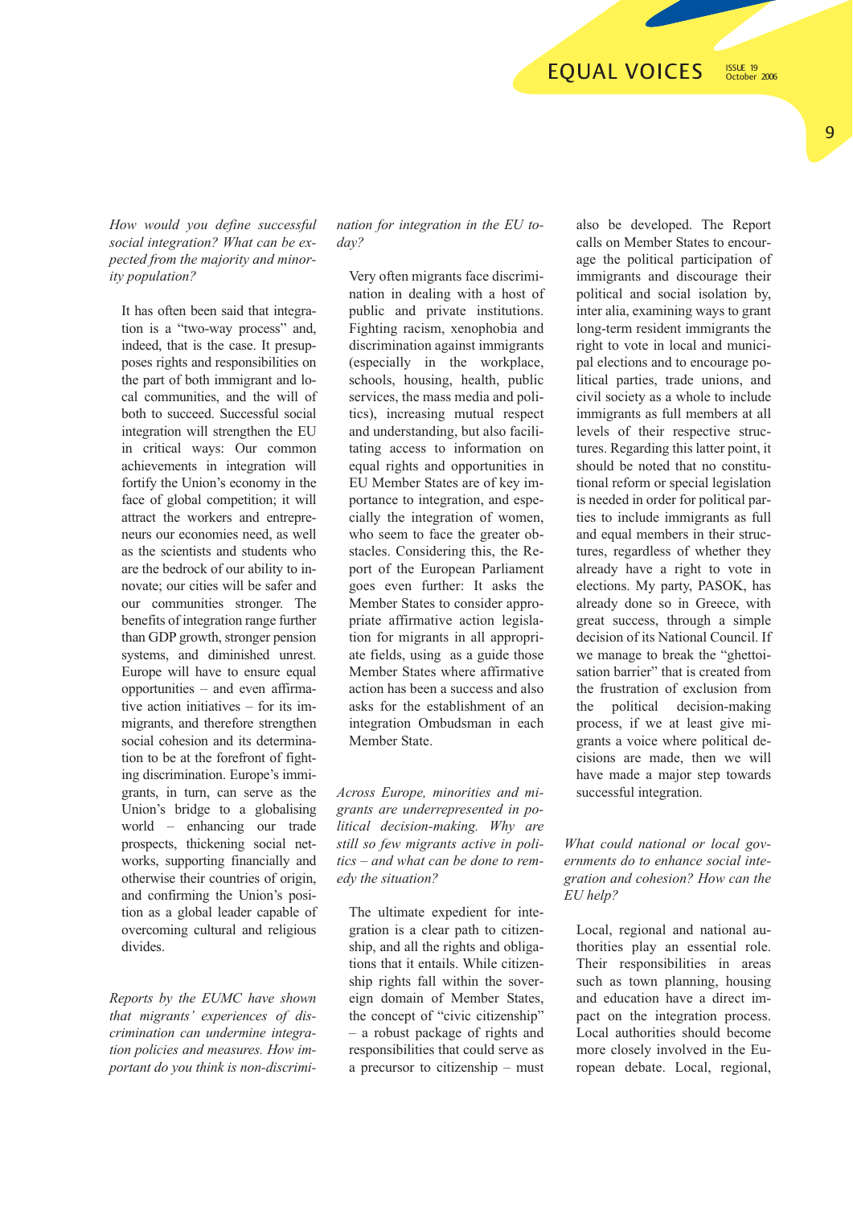*How would you define successful social integration? What can be expected from the majority and minority population?*

It has often been said that integration is a "two-way process" and, indeed, that is the case. It presupposes rights and responsibilities on the part of both immigrant and local communities, and the will of both to succeed. Successful social integration will strengthen the EU in critical ways: Our common achievements in integration will fortify the Union's economy in the face of global competition; it will attract the workers and entrepreneurs our economies need, as well as the scientists and students who are the bedrock of our ability to innovate; our cities will be safer and our communities stronger. The benefits of integration range further than GDP growth, stronger pension systems, and diminished unrest. Europe will have to ensure equal opportunities – and even affirmative action initiatives – for its immigrants, and therefore strengthen social cohesion and its determination to be at the forefront of fighting discrimination. Europe's immigrants, in turn, can serve as the Union's bridge to a globalising world – enhancing our trade prospects, thickening social networks, supporting financially and otherwise their countries of origin, and confirming the Union's position as a global leader capable of overcoming cultural and religious divides.

*Reports by the EUMC have shown that migrants' experiences of discrimination can undermine integration policies and measures. How important do you think is non-discrimination for integration in the EU today?*

Very often migrants face discrimination in dealing with a host of public and private institutions. Fighting racism, xenophobia and discrimination against immigrants (especially in the workplace, schools, housing, health, public services, the mass media and politics), increasing mutual respect and understanding, but also facilitating access to information on equal rights and opportunities in EU Member States are of key importance to integration, and especially the integration of women, who seem to face the greater obstacles. Considering this, the Report of the European Parliament goes even further: It asks the Member States to consider appropriate affirmative action legislation for migrants in all appropriate fields, using as a guide those Member States where affirmative action has been a success and also asks for the establishment of an integration Ombudsman in each Member State.

*Across Europe, minorities and migrants are underrepresented in political decision-making. Why are still so few migrants active in politics – and what can be done to remedy the situation?*

The ultimate expedient for integration is a clear path to citizenship, and all the rights and obligations that it entails. While citizenship rights fall within the sovereign domain of Member States, the concept of "civic citizenship" – a robust package of rights and responsibilities that could serve as a precursor to citizenship – must also be developed. The Report calls on Member States to encourage the political participation of immigrants and discourage their political and social isolation by, inter alia, examining ways to grant long-term resident immigrants the right to vote in local and municipal elections and to encourage political parties, trade unions, and civil society as a whole to include immigrants as full members at all levels of their respective structures. Regarding this latter point, it should be noted that no constitutional reform or special legislation is needed in order for political parties to include immigrants as full and equal members in their structures, regardless of whether they already have a right to vote in elections. My party, PASOK, has already done so in Greece, with great success, through a simple decision of its National Council. If we manage to break the "ghettoisation barrier" that is created from the frustration of exclusion from the political decision-making process, if we at least give migrants a voice where political decisions are made, then we will have made a major step towards successful integration.

*What could national or local governments do to enhance social integration and cohesion? How can the EU help?*

Local, regional and national authorities play an essential role. Their responsibilities in areas such as town planning, housing and education have a direct impact on the integration process. Local authorities should become more closely involved in the European debate. Local, regional,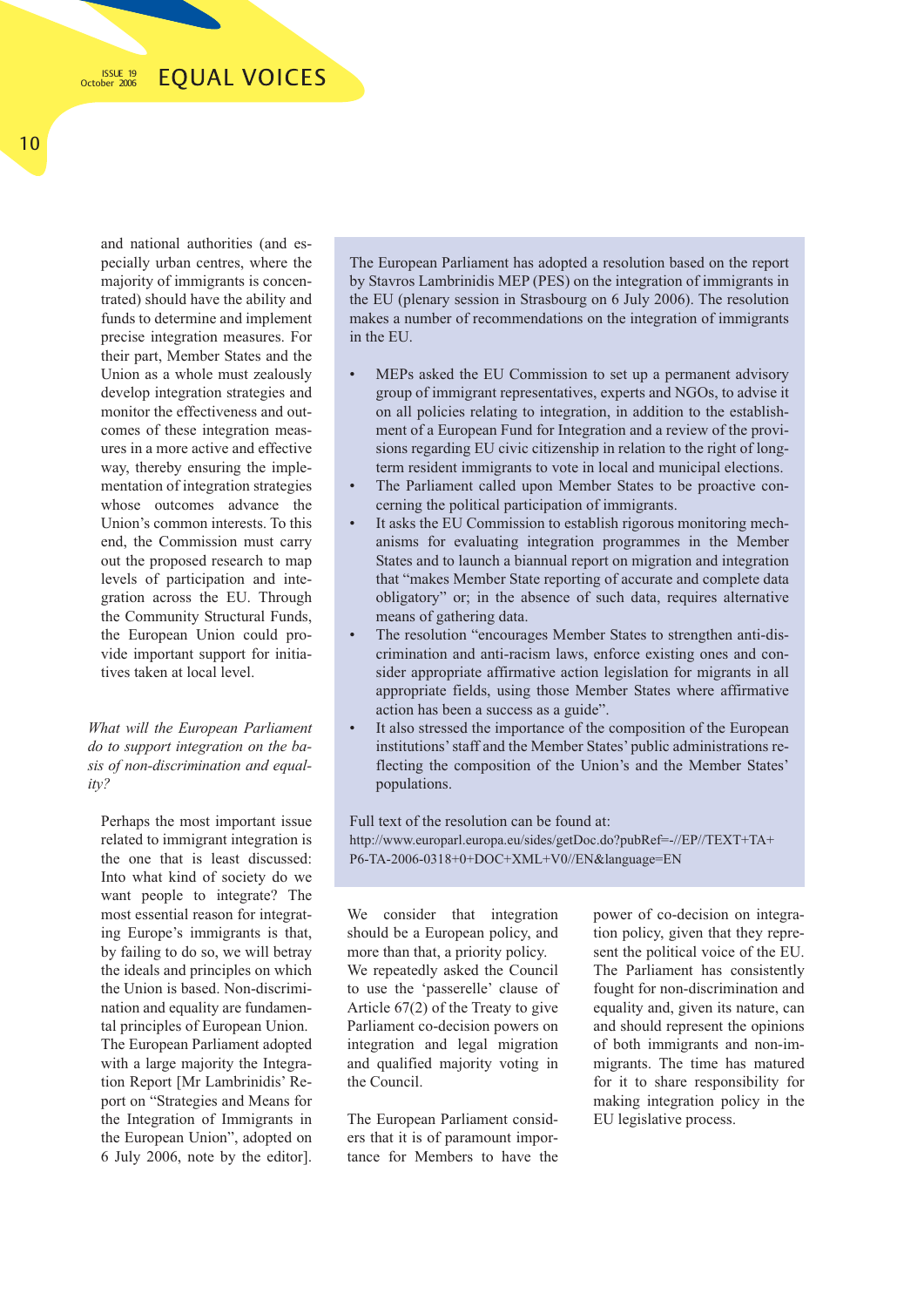and national authorities (and especially urban centres, where the majority of immigrants is concentrated) should have the ability and funds to determine and implement precise integration measures. For their part, Member States and the Union as a whole must zealously develop integration strategies and monitor the effectiveness and outcomes of these integration measures in a more active and effective way, thereby ensuring the implementation of integration strategies whose outcomes advance the Union's common interests. To this end, the Commission must carry out the proposed research to map levels of participation and integration across the EU. Through the Community Structural Funds, the European Union could provide important support for initiatives taken at local level.

*What will the European Parliament do to support integration on the basis of non-discrimination and equality?*

Perhaps the most important issue related to immigrant integration is the one that is least discussed: Into what kind of society do we want people to integrate? The most essential reason for integrating Europe's immigrants is that, by failing to do so, we will betray the ideals and principles on which the Union is based. Non-discrimination and equality are fundamental principles of European Union. The European Parliament adopted with a large majority the Integration Report [Mr Lambrinidis' Report on "Strategies and Means for the Integration of Immigrants in the European Union", adopted on 6 July 2006, note by the editor].

We consider that integration should be a European policy, and more than that, a priority policy. We repeatedly asked the Council to use the 'passerelle' clause of Article 67(2) of the Treaty to give Parliament co-decision powers on integration and legal migration and qualified majority voting in the Council.

The European Parliament considers that it is of paramount importance for Members to have the power of co-decision on integration policy, given that they represent the political voice of the EU. The Parliament has consistently fought for non-discrimination and equality and, given its nature, can and should represent the opinions of both immigrants and non-immigrants. The time has matured for it to share responsibility for making integration policy in the EU legislative process.

---

The European Parliament has adopted a resolution based on the report by Stavros Lambrinidis MEP (PES) on the integration of immigrants in the EU (plenary session in Strasbourg on 6 July 2006). The resolution makes a number of recommendations on the integration of immigrants in the EU.

- MEPs asked the EU Commission to set up a permanent advisory group of immigrant representatives, experts and NGOs, to advise it on all policies relating to integration, in addition to the establishment of a European Fund for Integration and a review of the provisions regarding EU civic citizenship in relation to the right of long-term resident immigrants to vote in local and municipal elections.
- The Parliament called upon Member States to be proactive concerning the political participation of immigrants.
- It asks the EU Commission to establish rigorous monitoring mechanisms for evaluating integration programmes in the Member States and to launch a biannual report on migration and integration that "makes Member State reporting of accurate and complete data obligatory" or; in the absence of such data, requires alternative means of gathering data.
- The resolution "encourages Member States to strengthen anti-discrimination and anti-racism laws, enforce existing ones and consider appropriate affirmative action legislation for migrants in all appropriate fields, using those Member States where affirmative action has been a success as a guide".
- It also stressed the importance of the composition of the European institutions' staff and the Member States' public administrations reflecting the composition of the Union's and the Member States' populations.

Full text of the resolution can be found at:
http://www.europarl.europa.eu/sides/getDoc.do?pubRef=-//EP//TEXT+TA+P6-TA-2006-0318+0+DOC+XML+V0//EN&language=EN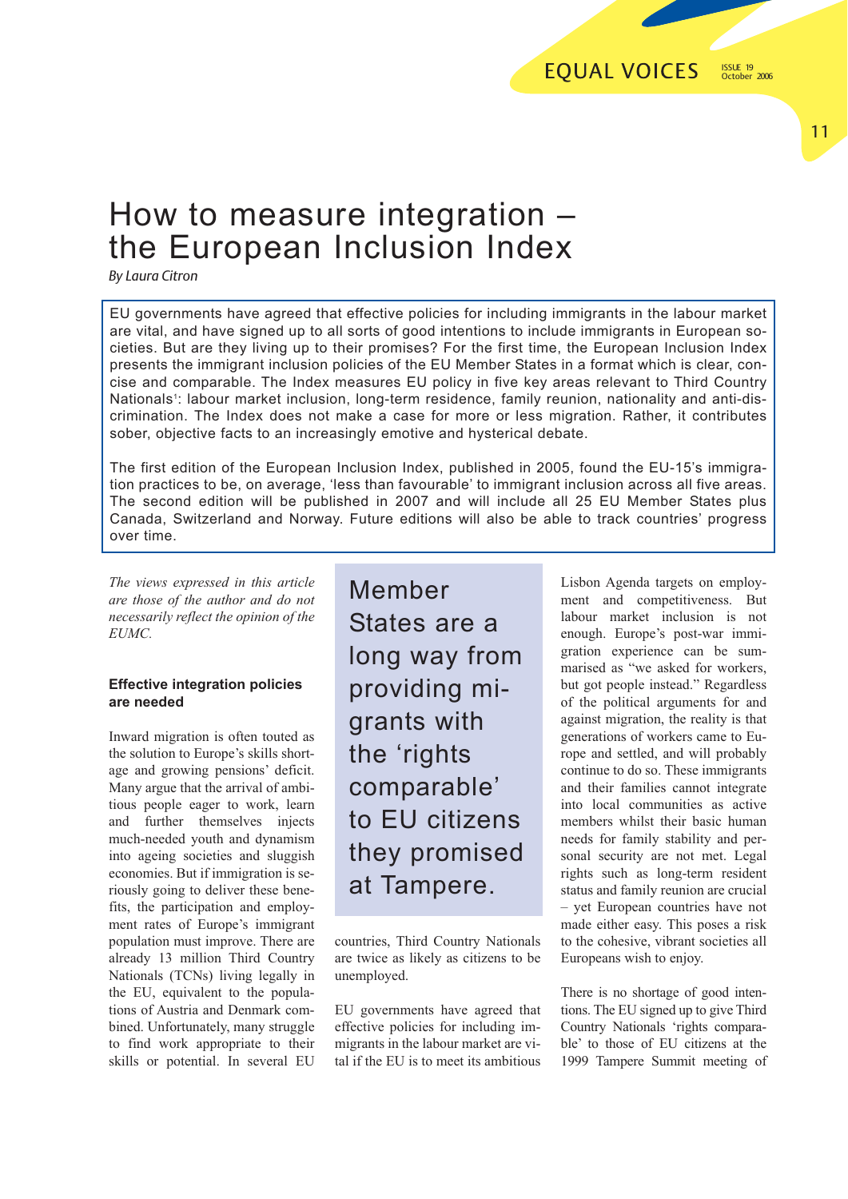# How to measure integration – the European Inclusion Index

*By Laura Citron*

EU governments have agreed that effective policies for including immigrants in the labour market are vital, and have signed up to all sorts of good intentions to include immigrants in European societies. But are they living up to their promises? For the first time, the European Inclusion Index presents the immigrant inclusion policies of the EU Member States in a format which is clear, concise and comparable. The Index measures EU policy in five key areas relevant to Third Country Nationals[1]: labour market inclusion, long-term residence, family reunion, nationality and anti-discrimination. The Index does not make a case for more or less migration. Rather, it contributes sober, objective facts to an increasingly emotive and hysterical debate.

The first edition of the European Inclusion Index, published in 2005, found the EU-15's immigration practices to be, on average, 'less than favourable' to immigrant inclusion across all five areas. The second edition will be published in 2007 and will include all 25 EU Member States plus Canada, Switzerland and Norway. Future editions will also be able to track countries' progress over time.

*The views expressed in this article are those of the author and do not necessarily reflect the opinion of the EUMC.*

**Effective integration policies are needed**

Inward migration is often touted as the solution to Europe's skills shortage and growing pensions' deficit. Many argue that the arrival of ambitious people eager to work, learn and further themselves injects much-needed youth and dynamism into ageing societies and sluggish economies. But if immigration is seriously going to deliver these benefits, the participation and employment rates of Europe's immigrant population must improve. There are already 13 million Third Country Nationals (TCNs) living legally in the EU, equivalent to the populations of Austria and Denmark combined. Unfortunately, many struggle to find work appropriate to their skills or potential. In several EU countries, Third Country Nationals are twice as likely as citizens to be unemployed.

> Member States are a long way from providing migrants with the 'rights comparable' to EU citizens they promised at Tampere.

EU governments have agreed that effective policies for including immigrants in the labour market are vital if the EU is to meet its ambitious Lisbon Agenda targets on employment and competitiveness. But labour market inclusion is not enough. Europe's post-war immigration experience can be summarised as "we asked for workers, but got people instead." Regardless of the political arguments for and against migration, the reality is that generations of workers came to Europe and settled, and will probably continue to do so. These immigrants and their families cannot integrate into local communities as active members whilst their basic human needs for family stability and personal security are not met. Legal rights such as long-term resident status and family reunion are crucial – yet European countries have not made either easy. This poses a risk to the cohesive, vibrant societies all Europeans wish to enjoy.

There is no shortage of good intentions. The EU signed up to give Third Country Nationals 'rights comparable' to those of EU citizens at the 1999 Tampere Summit meeting of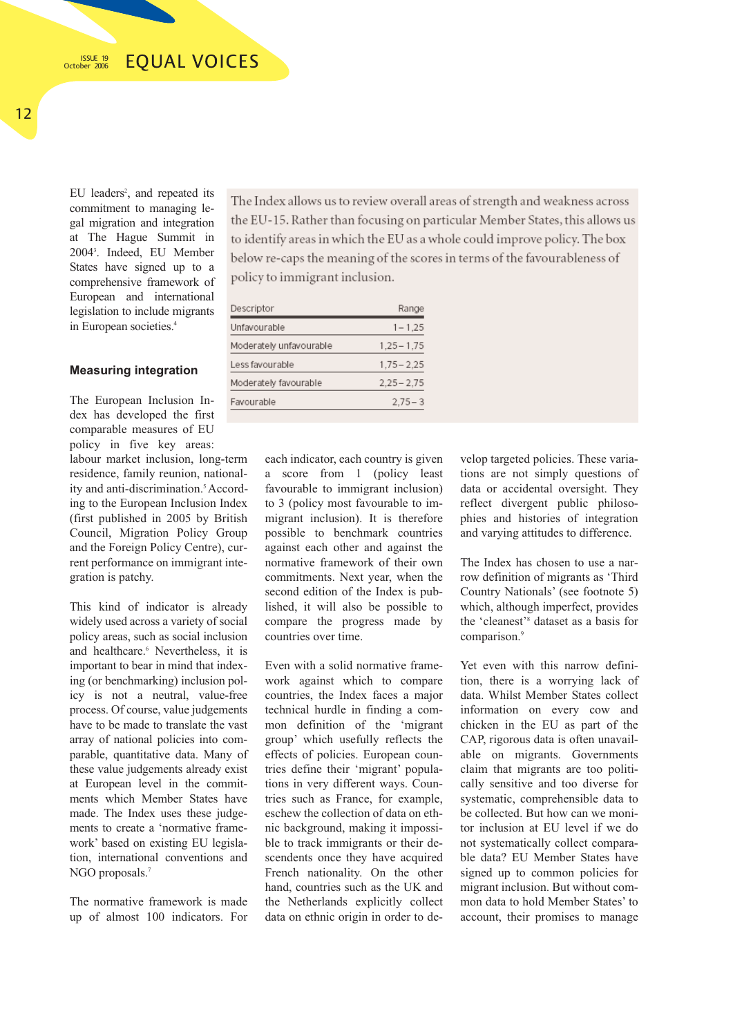EU leaders[2], and repeated its commitment to managing legal migration and integration at The Hague Summit in 2004[3]. Indeed, EU Member States have signed up to a comprehensive framework of European and international legislation to include migrants in European societies.[4]

The Index allows us to review overall areas of strength and weakness across the EU-15. Rather than focusing on particular Member States, this allows us to identify areas in which the EU as a whole could improve policy. The box below re-caps the meaning of the scores in terms of the favourableness of policy to immigrant inclusion.

| Descriptor | Range |
|---|---|
| Unfavourable | 1 – 1,25 |
| Moderately unfavourable | 1,25 – 1,75 |
| Less favourable | 1,75 – 2,25 |
| Moderately favourable | 2,25 – 2,75 |
| Favourable | 2,75 – 3 |

### Measuring integration

The European Inclusion Index has developed the first comparable measures of EU policy in five key areas: labour market inclusion, long-term residence, family reunion, nationality and anti-discrimination.[5] According to the European Inclusion Index (first published in 2005 by British Council, Migration Policy Group and the Foreign Policy Centre), current performance on immigrant integration is patchy.

This kind of indicator is already widely used across a variety of social policy areas, such as social inclusion and healthcare.[6] Nevertheless, it is important to bear in mind that indexing (or benchmarking) inclusion policy is not a neutral, value-free process. Of course, value judgements have to be made to translate the vast array of national policies into comparable, quantitative data. Many of these value judgements already exist at European level in the commitments which Member States have made. The Index uses these judgements to create a 'normative framework' based on existing EU legislation, international conventions and NGO proposals.[7]

The normative framework is made up of almost 100 indicators. For each indicator, each country is given a score from 1 (policy least favourable to immigrant inclusion) to 3 (policy most favourable to immigrant inclusion). It is therefore possible to benchmark countries against each other and against the normative framework of their own commitments. Next year, when the second edition of the Index is published, it will also be possible to compare the progress made by countries over time.

Even with a solid normative framework against which to compare countries, the Index faces a major technical hurdle in finding a common definition of the 'migrant group' which usefully reflects the effects of policies. European countries define their 'migrant' populations in very different ways. Countries such as France, for example, eschew the collection of data on ethnic background, making it impossible to track immigrants or their descendents once they have acquired French nationality. On the other hand, countries such as the UK and the Netherlands explicitly collect data on ethnic origin in order to develop targeted policies. These variations are not simply questions of data or accidental oversight. They reflect divergent public philosophies and histories of integration and varying attitudes to difference.

The Index has chosen to use a narrow definition of migrants as 'Third Country Nationals' (see footnote 5) which, although imperfect, provides the 'cleanest'[8] dataset as a basis for comparison.[9]

Yet even with this narrow definition, there is a worrying lack of data. Whilst Member States collect information on every cow and chicken in the EU as part of the CAP, rigorous data is often unavailable on migrants. Governments claim that migrants are too politically sensitive and too diverse for systematic, comprehensible data to be collected. But how can we monitor inclusion at EU level if we do not systematically collect comparable data? EU Member States have signed up to common policies for migrant inclusion. But without common data to hold Member States' to account, their promises to manage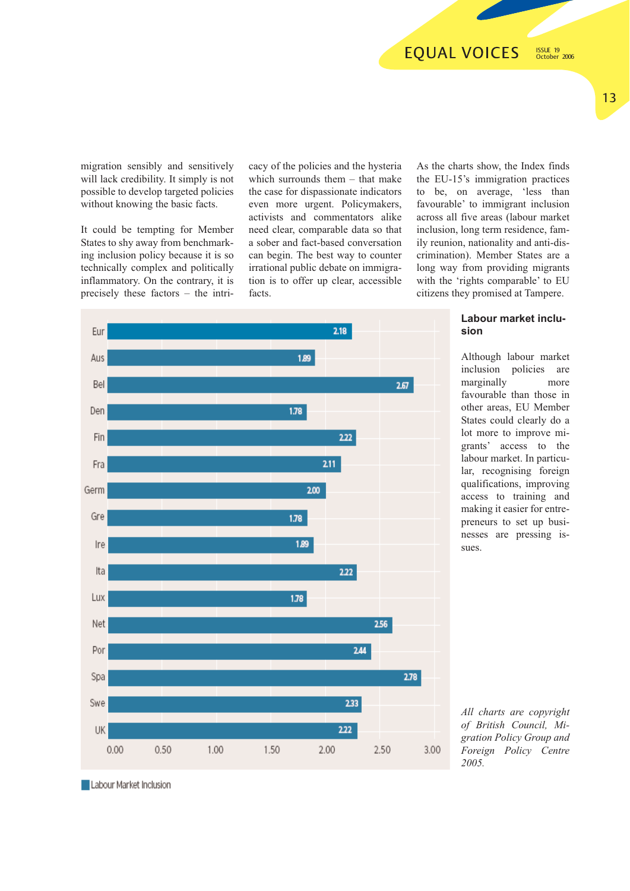migration sensibly and sensitively will lack credibility. It simply is not possible to develop targeted policies without knowing the basic facts.

It could be tempting for Member States to shy away from benchmarking inclusion policy because it is so technically complex and politically inflammatory. On the contrary, it is precisely these factors – the intricacy of the policies and the hysteria which surrounds them – that make the case for dispassionate indicators even more urgent. Policymakers, activists and commentators alike need clear, comparable data so that a sober and fact-based conversation can begin. The best way to counter irrational public debate on immigration is to offer up clear, accessible facts.

As the charts show, the Index finds the EU-15's immigration practices to be, on average, 'less than favourable' to immigrant inclusion across all five areas (labour market inclusion, long term residence, family reunion, nationality and anti-discrimination). Member States are a long way from providing migrants with the 'rights comparable' to EU citizens they promised at Tampere.

| Country | Labour Market Inclusion |
|---|---|
| Eur | 2.18 |
| Aus | 1.89 |
| Bel | 2.67 |
| Den | 1.78 |
| Fin | 2.22 |
| Fra | 2.11 |
| Germ | 2.00 |
| Gre | 1.78 |
| Ire | 1.89 |
| Ita | 2.22 |
| Lux | 1.78 |
| Net | 2.56 |
| Por | 2.44 |
| Spa | 2.78 |
| Swe | 2.33 |
| UK | 2.22 |

Labour Market Inclusion

### Labour market inclusion

Although labour market inclusion policies are marginally more favourable than those in other areas, EU Member States could clearly do a lot more to improve migrants' access to the labour market. In particular, recognising foreign qualifications, improving access to training and making it easier for entrepreneurs to set up businesses are pressing issues.

*All charts are copyright of British Council, Migration Policy Group and Foreign Policy Centre 2005.*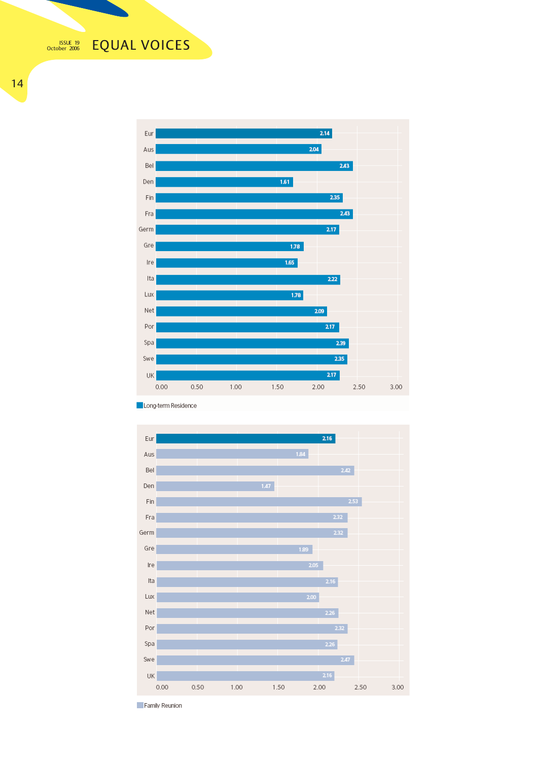| | Long-term Residence |
|---|---|
| Eur | 2.14 |
| Aus | 2.04 |
| Bel | 2.43 |
| Den | 1.61 |
| Fin | 2.35 |
| Fra | 2.43 |
| Germ | 2.17 |
| Gre | 1.78 |
| Ire | 1.65 |
| Ita | 2.22 |
| Lux | 1.78 |
| Net | 2.09 |
| Por | 2.17 |
| Spa | 2.39 |
| Swe | 2.35 |
| UK | 2.17 |

| | Family Reunion |
|---|---|
| Eur | 2.16 |
| Aus | 1.84 |
| Bel | 2.42 |
| Den | 1.47 |
| Fin | 2.53 |
| Fra | 2.32 |
| Germ | 2.32 |
| Gre | 1.89 |
| Ire | 2.05 |
| Ita | 2.16 |
| Lux | 2.00 |
| Net | 2.26 |
| Por | 2.32 |
| Spa | 2.26 |
| Swe | 2.47 |
| UK | 2.16 |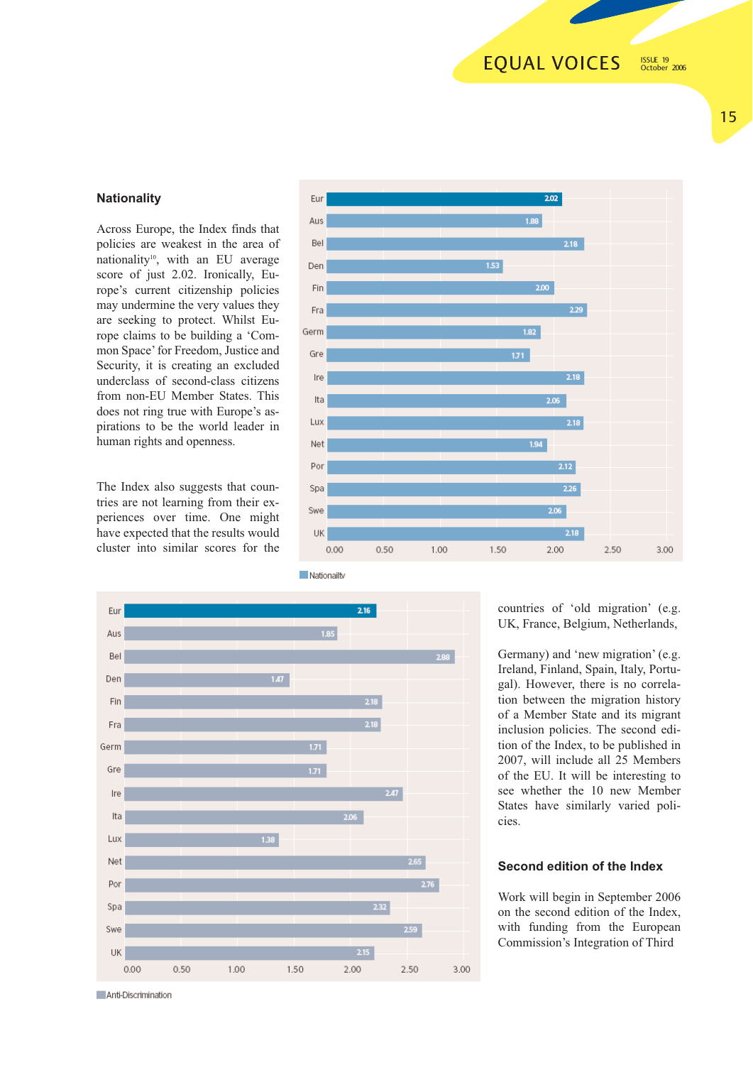### Nationality

Across Europe, the Index finds that policies are weakest in the area of nationality[10], with an EU average score of just 2.02. Ironically, Europe's current citizenship policies may undermine the very values they are seeking to protect. Whilst Europe claims to be building a 'Common Space' for Freedom, Justice and Security, it is creating an excluded underclass of second-class citizens from non-EU Member States. This does not ring true with Europe's aspirations to be the world leader in human rights and openness.

The Index also suggests that countries are not learning from their experiences over time. One might have expected that the results would cluster into similar scores for the countries of 'old migration' (e.g. UK, France, Belgium, Netherlands, Germany) and 'new migration' (e.g. Ireland, Finland, Spain, Italy, Portugal). However, there is no correlation between the migration history of a Member State and its migrant inclusion policies. The second edition of the Index, to be published in 2007, will include all 25 Members of the EU. It will be interesting to see whether the 10 new Member States have similarly varied policies.

| Country | Nationality |
|---|---|
| Eur | 2.02 |
| Aus | 1.88 |
| Bel | 2.18 |
| Den | 1.53 |
| Fin | 2.00 |
| Fra | 2.29 |
| Germ | 1.82 |
| Gre | 1.71 |
| Ire | 2.18 |
| Ita | 2.06 |
| Lux | 2.18 |
| Net | 1.94 |
| Por | 2.12 |
| Spa | 2.26 |
| Swe | 2.06 |
| UK | 2.18 |

Nationality

| Country | Anti-Discrimination |
|---|---|
| Eur | 2.16 |
| Aus | 1.85 |
| Bel | 2.88 |
| Den | 1.47 |
| Fin | 2.18 |
| Fra | 2.18 |
| Germ | 1.71 |
| Gre | 1.71 |
| Ire | 2.47 |
| Ita | 2.06 |
| Lux | 1.38 |
| Net | 2.65 |
| Por | 2.76 |
| Spa | 2.32 |
| Swe | 2.59 |
| UK | 2.15 |

Anti-Discrimination

### Second edition of the Index

Work will begin in September 2006 on the second edition of the Index, with funding from the European Commission's Integration of Third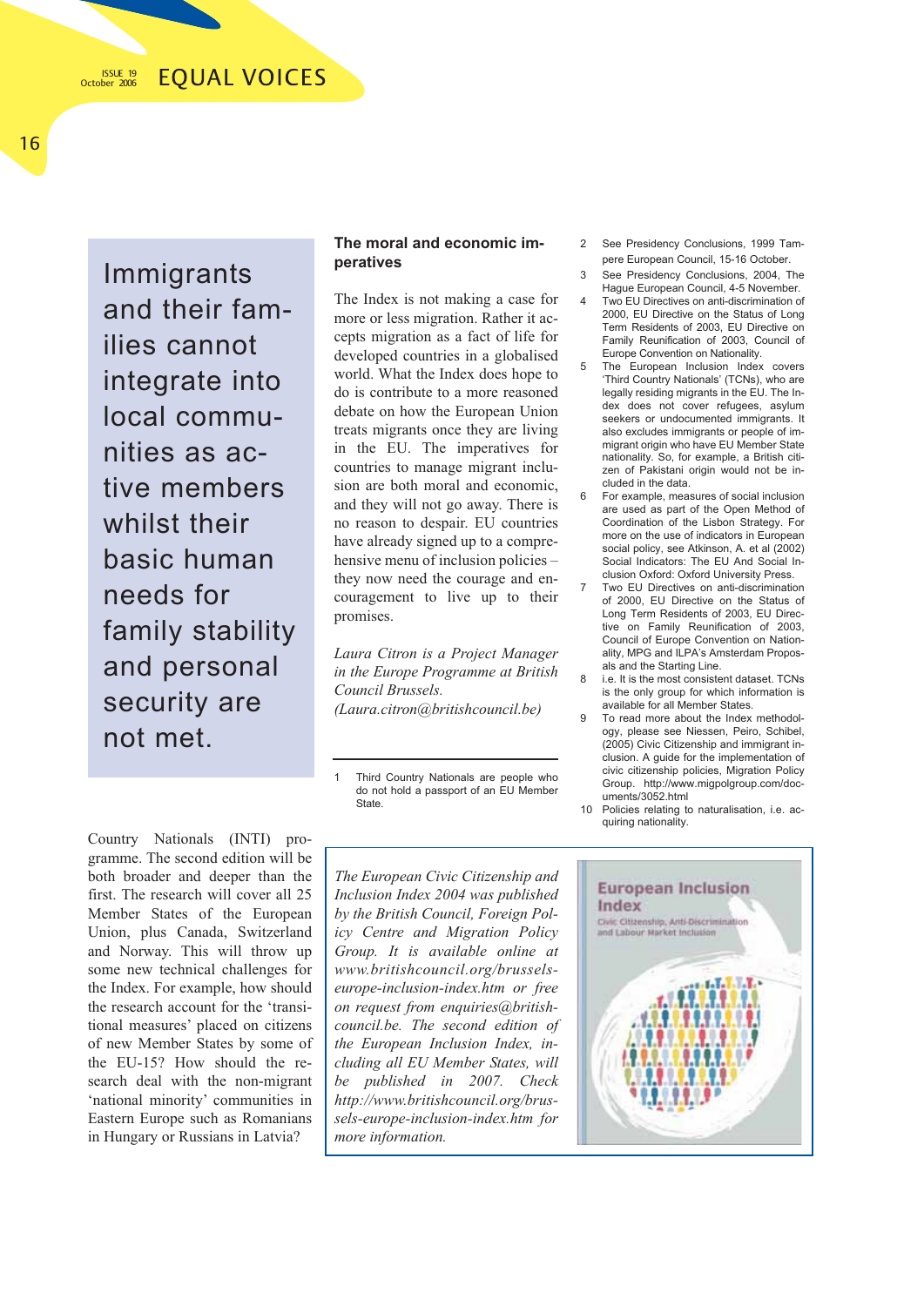Immigrants and their families cannot integrate into local communities as active members whilst their basic human needs for family stability and personal security are not met.

Country Nationals (INTI) programme. The second edition will be both broader and deeper than the first. The research will cover all 25 Member States of the European Union, plus Canada, Switzerland and Norway. This will throw up some new technical challenges for the Index. For example, how should the research account for the 'transitional measures' placed on citizens of new Member States by some of the EU-15? How should the research deal with the non-migrant 'national minority' communities in Eastern Europe such as Romanians in Hungary or Russians in Latvia?

## The moral and economic imperatives

The Index is not making a case for more or less migration. Rather it accepts migration as a fact of life for developed countries in a globalised world. What the Index does hope to do is contribute to a more reasoned debate on how the European Union treats migrants once they are living in the EU. The imperatives for countries to manage migrant inclusion are both moral and economic, and they will not go away. There is no reason to despair. EU countries have already signed up to a comprehensive menu of inclusion policies – they now need the courage and encouragement to live up to their promises.

*Laura Citron is a Project Manager in the Europe Programme at British Council Brussels. (Laura.citron@britishcouncil.be)*

*The European Civic Citizenship and Inclusion Index 2004 was published by the British Council, Foreign Policy Centre and Migration Policy Group. It is available online at www.britishcouncil.org/brussels-europe-inclusion-index.htm or free on request from enquiries@britishcouncil.be. The second edition of the European Inclusion Index, including all EU Member States, will be published in 2007. Check http://www.britishcouncil.org/brussels-europe-inclusion-index.htm for more information.*

---

1 Third Country Nationals are people who do not hold a passport of an EU Member State.

2 See Presidency Conclusions, 1999 Tampere European Council, 15-16 October.

3 See Presidency Conclusions, 2004, The Hague European Council, 4-5 November.

4 Two EU Directives on anti-discrimination of 2000, EU Directive on the Status of Long Term Residents of 2003, EU Directive on Family Reunification of 2003, Council of Europe Convention on Nationality.

5 The European Inclusion Index covers 'Third Country Nationals' (TCNs), who are legally residing migrants in the EU. The Index does not cover refugees, asylum seekers or undocumented immigrants. It also excludes immigrants or people of immigrant origin who have EU Member State nationality. So, for example, a British citizen of Pakistani origin would not be included in the data.

6 For example, measures of social inclusion are used as part of the Open Method of Coordination of the Lisbon Strategy. For more on the use of indicators in European social policy, see Atkinson, A. et al (2002) Social Indicators: The EU And Social Inclusion Oxford: Oxford University Press.

7 Two EU Directives on anti-discrimination of 2000, EU Directive on the Status of Long Term Residents of 2003, EU Directive on Family Reunification of 2003, Council of Europe Convention on Nationality, MPG and ILPA's Amsterdam Proposals and the Starting Line.

8 i.e. It is the most consistent dataset. TCNs is the only group for which information is available for all Member States.

9 To read more about the Index methodology, please see Niessen, Peiro, Schibel, (2005) Civic Citizenship and immigrant inclusion. A guide for the implementation of civic citizenship policies, Migration Policy Group. http://www.migpolgroup.com/documents/3052.html

10 Policies relating to naturalisation, i.e. acquiring nationality.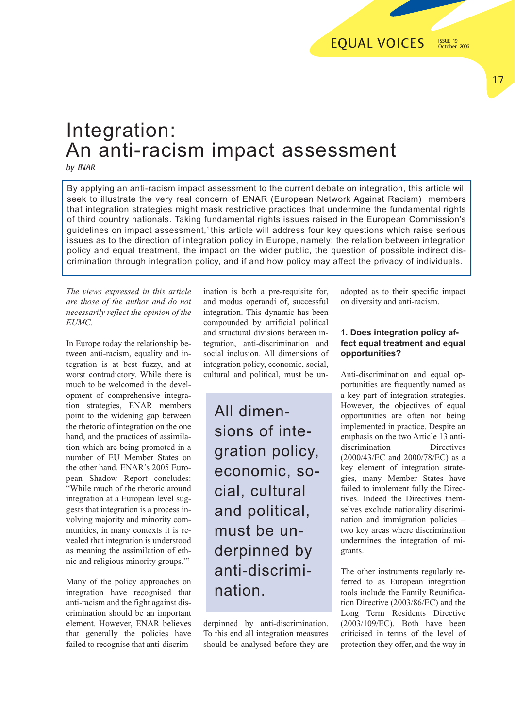# Integration: An anti-racism impact assessment

*by ENAR*

By applying an anti-racism impact assessment to the current debate on integration, this article will seek to illustrate the very real concern of ENAR (European Network Against Racism) members that integration strategies might mask restrictive practices that undermine the fundamental rights of third country nationals. Taking fundamental rights issues raised in the European Commission's guidelines on impact assessment,[1] this article will address four key questions which raise serious issues as to the direction of integration policy in Europe, namely: the relation between integration policy and equal treatment, the impact on the wider public, the question of possible indirect discrimination through integration policy, and if and how policy may affect the privacy of individuals.

*The views expressed in this article are those of the author and do not necessarily reflect the opinion of the EUMC.*

In Europe today the relationship between anti-racism, equality and integration is at best fuzzy, and at worst contradictory. While there is much to be welcomed in the development of comprehensive integration strategies, ENAR members point to the widening gap between the rhetoric of integration on the one hand, and the practices of assimilation which are being promoted in a number of EU Member States on the other hand. ENAR's 2005 European Shadow Report concludes: "While much of the rhetoric around integration at a European level suggests that integration is a process involving majority and minority communities, in many contexts it is revealed that integration is understood as meaning the assimilation of ethnic and religious minority groups."[2]

Many of the policy approaches on integration have recognised that anti-racism and the fight against discrimination should be an important element. However, ENAR believes that generally the policies have failed to recognise that anti-discrimination is both a pre-requisite for, and modus operandi of, successful integration. This dynamic has been compounded by artificial political and structural divisions between integration, anti-discrimination and social inclusion. All dimensions of integration policy, economic, social, cultural and political, must be underpinned by anti-discrimination. To this end all integration measures should be analysed before they are adopted as to their specific impact on diversity and anti-racism.

> All dimensions of integration policy, economic, social, cultural and political, must be underpinned by anti-discrimination.

### 1. Does integration policy affect equal treatment and equal opportunities?

Anti-discrimination and equal opportunities are frequently named as a key part of integration strategies. However, the objectives of equal opportunities are often not being implemented in practice. Despite an emphasis on the two Article 13 anti-discrimination Directives (2000/43/EC and 2000/78/EC) as a key element of integration strategies, many Member States have failed to implement fully the Directives. Indeed the Directives themselves exclude nationality discrimination and immigration policies – two key areas where discrimination undermines the integration of migrants.

The other instruments regularly referred to as European integration tools include the Family Reunification Directive (2003/86/EC) and the Long Term Residents Directive (2003/109/EC). Both have been criticised in terms of the level of protection they offer, and the way in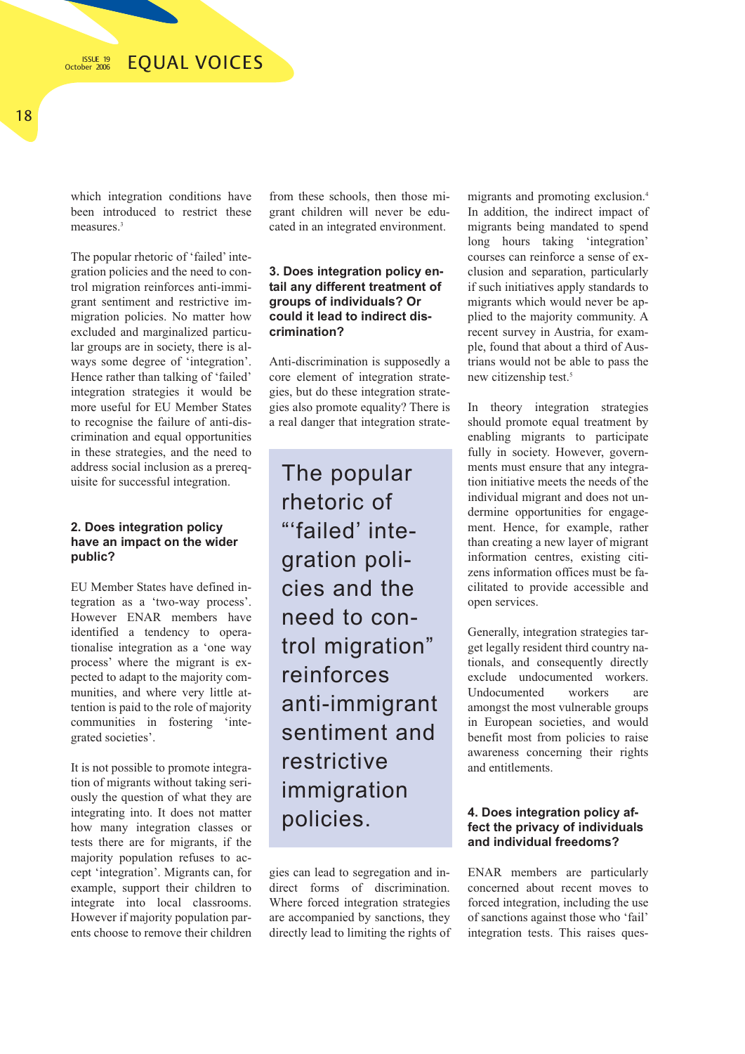which integration conditions have been introduced to restrict these measures.[3]

The popular rhetoric of 'failed' integration policies and the need to control migration reinforces anti-immigrant sentiment and restrictive immigration policies. No matter how excluded and marginalized particular groups are in society, there is always some degree of 'integration'. Hence rather than talking of 'failed' integration strategies it would be more useful for EU Member States to recognise the failure of anti-discrimination and equal opportunities in these strategies, and the need to address social inclusion as a prerequisite for successful integration.

### 2. Does integration policy have an impact on the wider public?

EU Member States have defined integration as a 'two-way process'. However ENAR members have identified a tendency to operationalise integration as a 'one way process' where the migrant is expected to adapt to the majority communities, and where very little attention is paid to the role of majority communities in fostering 'integrated societies'.

It is not possible to promote integration of migrants without taking seriously the question of what they are integrating into. It does not matter how many integration classes or tests there are for migrants, if the majority population refuses to accept 'integration'. Migrants can, for example, support their children to integrate into local classrooms. However if majority population parents choose to remove their children from these schools, then those migrant children will never be educated in an integrated environment.

### 3. Does integration policy entail any different treatment of groups of individuals? Or could it lead to indirect discrimination?

Anti-discrimination is supposedly a core element of integration strategies, but do these integration strategies also promote equality? There is a real danger that integration strategies can lead to segregation and indirect forms of discrimination. Where forced integration strategies are accompanied by sanctions, they directly lead to limiting the rights of migrants and promoting exclusion.[4] In addition, the indirect impact of migrants being mandated to spend long hours taking 'integration' courses can reinforce a sense of exclusion and separation, particularly if such initiatives apply standards to migrants which would never be applied to the majority community. A recent survey in Austria, for example, found that about a third of Austrians would not be able to pass the new citizenship test.[5]

> The popular rhetoric of "'failed' integration policies and the need to control migration" reinforces anti-immigrant sentiment and restrictive immigration policies.

In theory integration strategies should promote equal treatment by enabling migrants to participate fully in society. However, governments must ensure that any integration initiative meets the needs of the individual migrant and does not undermine opportunities for engagement. Hence, for example, rather than creating a new layer of migrant information centres, existing citizens information offices must be facilitated to provide accessible and open services.

Generally, integration strategies target legally resident third country nationals, and consequently directly exclude undocumented workers. Undocumented workers are amongst the most vulnerable groups in European societies, and would benefit most from policies to raise awareness concerning their rights and entitlements.

### 4. Does integration policy affect the privacy of individuals and individual freedoms?

ENAR members are particularly concerned about recent moves to forced integration, including the use of sanctions against those who 'fail' integration tests. This raises ques-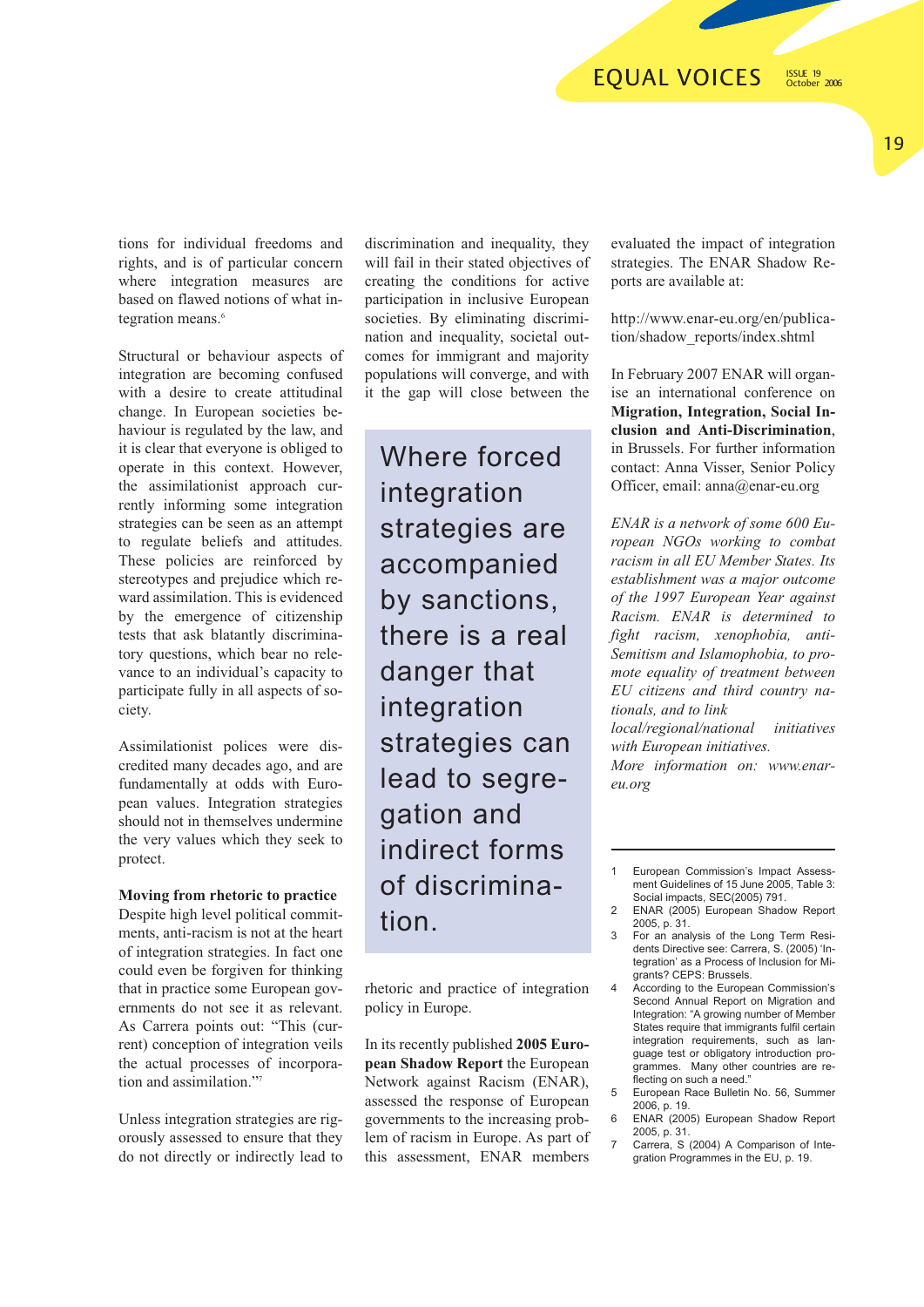tions for individual freedoms and rights, and is of particular concern where integration measures are based on flawed notions of what integration means.[6]

Structural or behaviour aspects of integration are becoming confused with a desire to create attitudinal change. In European societies behaviour is regulated by the law, and it is clear that everyone is obliged to operate in this context. However, the assimilationist approach currently informing some integration strategies can be seen as an attempt to regulate beliefs and attitudes. These policies are reinforced by stereotypes and prejudice which reward assimilation. This is evidenced by the emergence of citizenship tests that ask blatantly discriminatory questions, which bear no relevance to an individual's capacity to participate fully in all aspects of society.

Assimilationist polices were discredited many decades ago, and are fundamentally at odds with European values. Integration strategies should not in themselves undermine the very values which they seek to protect.

**Moving from rhetoric to practice**

Despite high level political commitments, anti-racism is not at the heart of integration strategies. In fact one could even be forgiven for thinking that in practice some European governments do not see it as relevant. As Carrera points out: "This (current) conception of integration veils the actual processes of incorporation and assimilation."[7]

Unless integration strategies are rigorously assessed to ensure that they do not directly or indirectly lead to discrimination and inequality, they will fail in their stated objectives of creating the conditions for active participation in inclusive European societies. By eliminating discrimination and inequality, societal outcomes for immigrant and majority populations will converge, and with it the gap will close between the rhetoric and practice of integration policy in Europe.

> Where forced integration strategies are accompanied by sanctions, there is a real danger that integration strategies can lead to segregation and indirect forms of discrimination.

In its recently published **2005 European Shadow Report** the European Network against Racism (ENAR), assessed the response of European governments to the increasing problem of racism in Europe. As part of this assessment, ENAR members evaluated the impact of integration strategies. The ENAR Shadow Reports are available at:

http://www.enar-eu.org/en/publication/shadow_reports/index.shtml

In February 2007 ENAR will organise an international conference on **Migration, Integration, Social Inclusion and Anti-Discrimination**, in Brussels. For further information contact: Anna Visser, Senior Policy Officer, email: anna@enar-eu.org

*ENAR is a network of some 600 European NGOs working to combat racism in all EU Member States. Its establishment was a major outcome of the 1997 European Year against Racism. ENAR is determined to fight racism, xenophobia, anti-Semitism and Islamophobia, to promote equality of treatment between EU citizens and third country nationals, and to link local/regional/national initiatives with European initiatives.*
*More information on: www.enar-eu.org*

---

1. European Commission's Impact Assessment Guidelines of 15 June 2005, Table 3: Social impacts, SEC(2005) 791.
2. ENAR (2005) European Shadow Report 2005, p. 31.
3. For an analysis of the Long Term Residents Directive see: Carrera, S. (2005) 'Integration' as a Process of Inclusion for Migrants? CEPS: Brussels.
4. According to the European Commission's Second Annual Report on Migration and Integration: "A growing number of Member States require that immigrants fulfil certain integration requirements, such as language test or obligatory introduction programmes. Many other countries are reflecting on such a need."
5. European Race Bulletin No. 56, Summer 2006, p. 19.
6. ENAR (2005) European Shadow Report 2005, p. 31.
7. Carrera, S (2004) A Comparison of Integration Programmes in the EU, p. 19.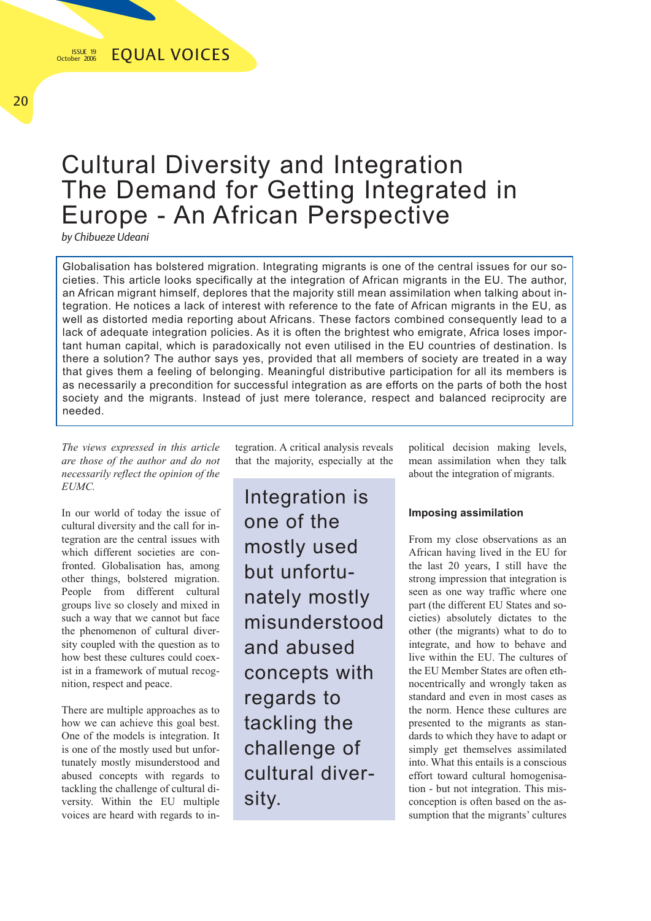# Cultural Diversity and Integration The Demand for Getting Integrated in Europe - An African Perspective

*by Chibueze Udeani*

Globalisation has bolstered migration. Integrating migrants is one of the central issues for our societies. This article looks specifically at the integration of African migrants in the EU. The author, an African migrant himself, deplores that the majority still mean assimilation when talking about integration. He notices a lack of interest with reference to the fate of African migrants in the EU, as well as distorted media reporting about Africans. These factors combined consequently lead to a lack of adequate integration policies. As it is often the brightest who emigrate, Africa loses important human capital, which is paradoxically not even utilised in the EU countries of destination. Is there a solution? The author says yes, provided that all members of society are treated in a way that gives them a feeling of belonging. Meaningful distributive participation for all its members is as necessarily a precondition for successful integration as are efforts on the parts of both the host society and the migrants. Instead of just mere tolerance, respect and balanced reciprocity are needed.

*The views expressed in this article are those of the author and do not necessarily reflect the opinion of the EUMC.*

In our world of today the issue of cultural diversity and the call for integration are the central issues with which different societies are confronted. Globalisation has, among other things, bolstered migration. People from different cultural groups live so closely and mixed in such a way that we cannot but face the phenomenon of cultural diversity coupled with the question as to how best these cultures could coexist in a framework of mutual recognition, respect and peace.

There are multiple approaches as to how we can achieve this goal best. One of the models is integration. It is one of the mostly used but unfortunately mostly misunderstood and abused concepts with regards to tackling the challenge of cultural diversity. Within the EU multiple voices are heard with regards to integration. A critical analysis reveals that the majority, especially at the political decision making levels, mean assimilation when they talk about the integration of migrants.

> Integration is one of the mostly used but unfortunately mostly misunderstood and abused concepts with regards to tackling the challenge of cultural diversity.

### Imposing assimilation

From my close observations as an African having lived in the EU for the last 20 years, I still have the strong impression that integration is seen as one way traffic where one part (the different EU States and societies) absolutely dictates to the other (the migrants) what to do to integrate, and how to behave and live within the EU. The cultures of the EU Member States are often ethnocentrically and wrongly taken as standard and even in most cases as the norm. Hence these cultures are presented to the migrants as standards to which they have to adapt or simply get themselves assimilated into. What this entails is a conscious effort toward cultural homogenisation - but not integration. This misconception is often based on the assumption that the migrants' cultures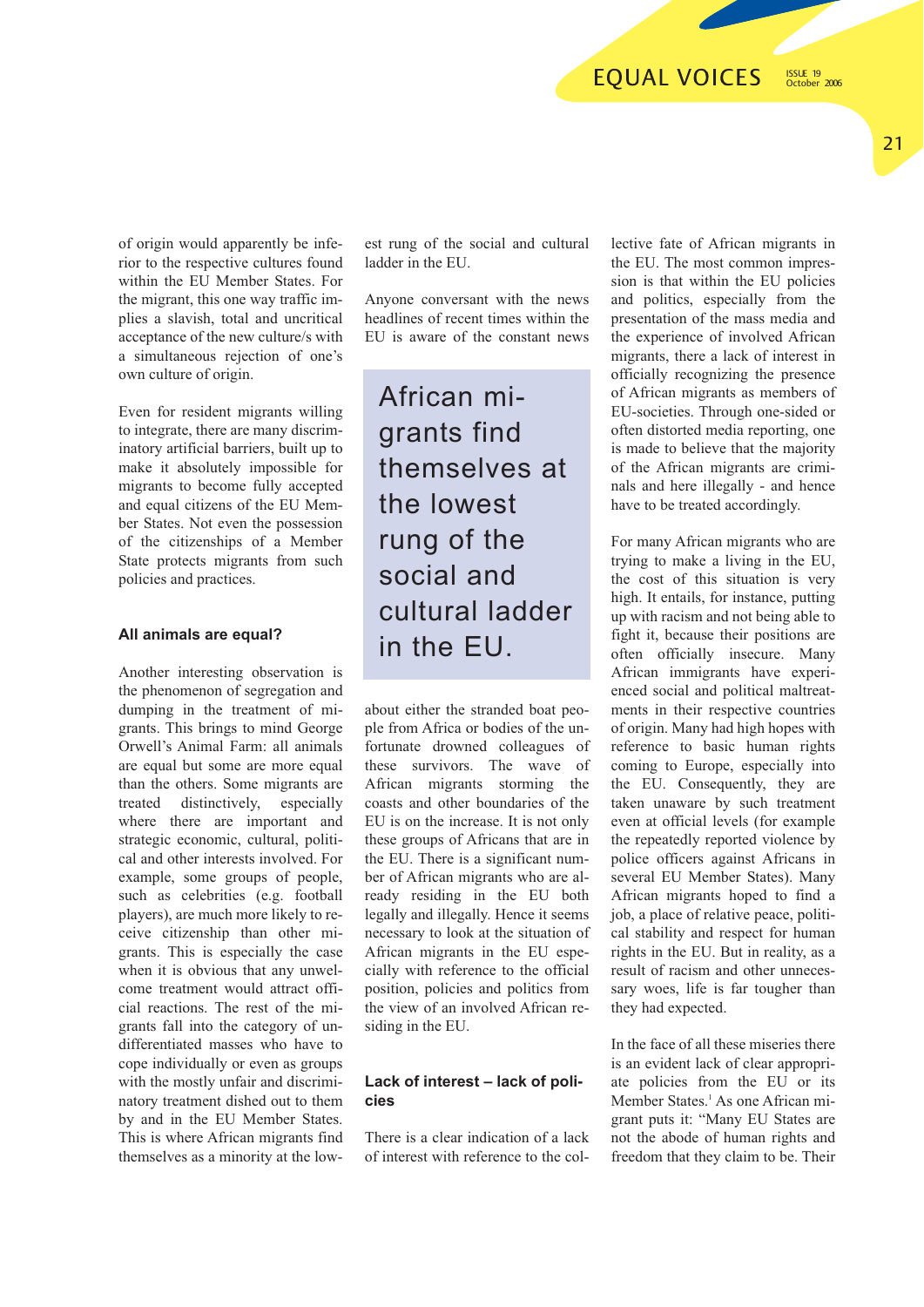of origin would apparently be inferior to the respective cultures found within the EU Member States. For the migrant, this one way traffic implies a slavish, total and uncritical acceptance of the new culture/s with a simultaneous rejection of one's own culture of origin.

Even for resident migrants willing to integrate, there are many discriminatory artificial barriers, built up to make it absolutely impossible for migrants to become fully accepted and equal citizens of the EU Member States. Not even the possession of the citizenships of a Member State protects migrants from such policies and practices.

#### All animals are equal?

Another interesting observation is the phenomenon of segregation and dumping in the treatment of migrants. This brings to mind George Orwell's Animal Farm: all animals are equal but some are more equal than the others. Some migrants are treated distinctively, especially where there are important and strategic economic, cultural, political and other interests involved. For example, some groups of people, such as celebrities (e.g. football players), are much more likely to receive citizenship than other migrants. This is especially the case when it is obvious that any unwelcome treatment would attract official reactions. The rest of the migrants fall into the category of undifferentiated masses who have to cope individually or even as groups with the mostly unfair and discriminatory treatment dished out to them by and in the EU Member States. This is where African migrants find themselves as a minority at the lowest rung of the social and cultural ladder in the EU.

Anyone conversant with the news headlines of recent times within the EU is aware of the constant news about either the stranded boat people from Africa or bodies of the unfortunate drowned colleagues of these survivors. The wave of African migrants storming the coasts and other boundaries of the EU is on the increase. It is not only these groups of Africans that are in the EU. There is a significant number of African migrants who are already residing in the EU both legally and illegally. Hence it seems necessary to look at the situation of African migrants in the EU especially with reference to the official position, policies and politics from the view of an involved African residing in the EU.

> African migrants find themselves at the lowest rung of the social and cultural ladder in the EU.

#### Lack of interest – lack of policies

There is a clear indication of a lack of interest with reference to the collective fate of African migrants in the EU. The most common impression is that within the EU policies and politics, especially from the presentation of the mass media and the experience of involved African migrants, there a lack of interest in officially recognizing the presence of African migrants as members of EU-societies. Through one-sided or often distorted media reporting, one is made to believe that the majority of the African migrants are criminals and here illegally - and hence have to be treated accordingly.

For many African migrants who are trying to make a living in the EU, the cost of this situation is very high. It entails, for instance, putting up with racism and not being able to fight it, because their positions are often officially insecure. Many African immigrants have experienced social and political maltreatments in their respective countries of origin. Many had high hopes with reference to basic human rights coming to Europe, especially into the EU. Consequently, they are taken unaware by such treatment even at official levels (for example the repeatedly reported violence by police officers against Africans in several EU Member States). Many African migrants hoped to find a job, a place of relative peace, political stability and respect for human rights in the EU. But in reality, as a result of racism and other unnecessary woes, life is far tougher than they had expected.

In the face of all these miseries there is an evident lack of clear appropriate policies from the EU or its Member States.[1] As one African migrant puts it: "Many EU States are not the abode of human rights and freedom that they claim to be. Their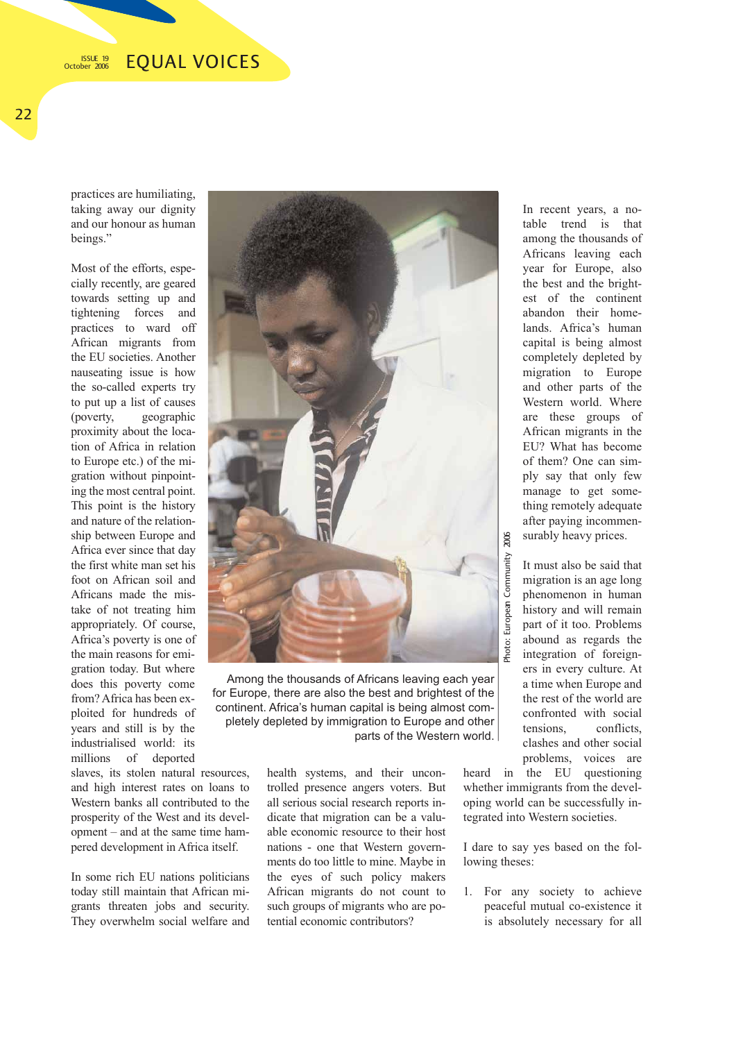practices are humiliating, taking away our dignity and our honour as human beings."

Most of the efforts, especially recently, are geared towards setting up and tightening forces and practices to ward off African migrants from the EU societies. Another nauseating issue is how the so-called experts try to put up a list of causes (poverty, geographic proximity about the location of Africa in relation to Europe etc.) of the migration without pinpointing the most central point. This point is the history and nature of the relationship between Europe and Africa ever since that day the first white man set his foot on African soil and Africans made the mistake of not treating him appropriately. Of course, Africa's poverty is one of the main reasons for emigration today. But where does this poverty come from? Africa has been exploited for hundreds of years and still is by the industrialised world: its millions of deported slaves, its stolen natural resources, and high interest rates on loans to Western banks all contributed to the prosperity of the West and its development – and at the same time hampered development in Africa itself.

In some rich EU nations politicians today still maintain that African migrants threaten jobs and security. They overwhelm social welfare and health systems, and their uncontrolled presence angers voters. But all serious social research reports indicate that migration can be a valuable economic resource to their host nations - one that Western governments do too little to mine. Maybe in the eyes of such policy makers African migrants do not count to such groups of migrants who are potential economic contributors?

Among the thousands of Africans leaving each year for Europe, there are also the best and brightest of the continent. Africa's human capital is being almost completely depleted by immigration to Europe and other parts of the Western world.

Photo: European Community 2006

In recent years, a notable trend is that among the thousands of Africans leaving each year for Europe, also the best and the brightest of the continent abandon their homelands. Africa's human capital is being almost completely depleted by migration to Europe and other parts of the Western world. Where are these groups of African migrants in the EU? What has become of them? One can simply say that only few manage to get something remotely adequate after paying incommensurably heavy prices.

It must also be said that migration is an age long phenomenon in human history and will remain part of it too. Problems abound as regards the integration of foreigners in every culture. At a time when Europe and the rest of the world are confronted with social tensions, conflicts, clashes and other social problems, voices are heard in the EU questioning whether immigrants from the developing world can be successfully integrated into Western societies.

I dare to say yes based on the following theses:

1. For any society to achieve peaceful mutual co-existence it is absolutely necessary for all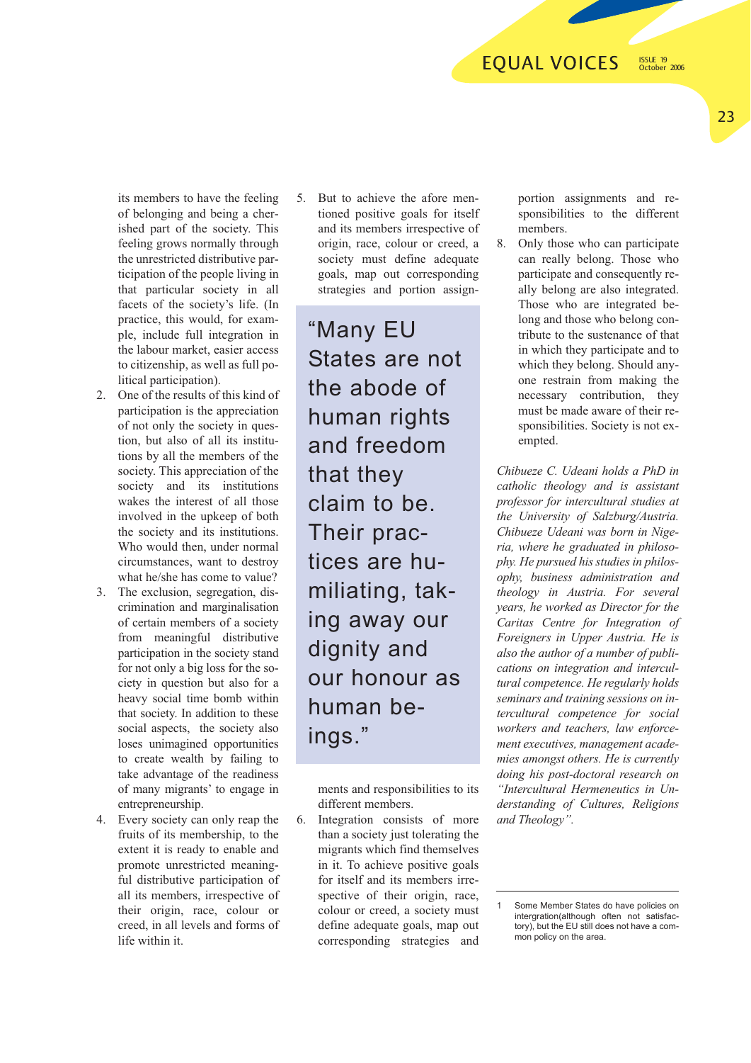its members to have the feeling of belonging and being a cherished part of the society. This feeling grows normally through the unrestricted distributive participation of the people living in that particular society in all facets of the society's life. (In practice, this would, for example, include full integration in the labour market, easier access to citizenship, as well as full political participation).

2. One of the results of this kind of participation is the appreciation of not only the society in question, but also of all its institutions by all the members of the society. This appreciation of the society and its institutions wakes the interest of all those involved in the upkeep of both the society and its institutions. Who would then, under normal circumstances, want to destroy what he/she has come to value?
3. The exclusion, segregation, discrimination and marginalisation of certain members of a society from meaningful distributive participation in the society stand for not only a big loss for the society in question but also for a heavy social time bomb within that society. In addition to these social aspects, the society also loses unimagined opportunities to create wealth by failing to take advantage of the readiness of many migrants' to engage in entrepreneurship.
4. Every society can only reap the fruits of its membership, to the extent it is ready to enable and promote unrestricted meaningful distributive participation of all its members, irrespective of their origin, race, colour or creed, in all levels and forms of life within it.
5. But to achieve the afore mentioned positive goals for itself and its members irrespective of origin, race, colour or creed, a society must define adequate goals, map out corresponding strategies and portion assignments and responsibilities to its different members.

> "Many EU States are not the abode of human rights and freedom that they claim to be. Their practices are humiliating, taking away our dignity and our honour as human beings."

6. Integration consists of more than a society just tolerating the migrants which find themselves in it. To achieve positive goals for itself and its members irrespective of their origin, race, colour or creed, a society must define adequate goals, map out corresponding strategies and portion assignments and responsibilities to the different members.
8. Only those who can participate can really belong. Those who participate and consequently really belong are also integrated. Those who are integrated belong and those who belong contribute to the sustenance of that in which they participate and to which they belong. Should anyone restrain from making the necessary contribution, they must be made aware of their responsibilities. Society is not exempted.

*Chibueze C. Udeani holds a PhD in catholic theology and is assistant professor for intercultural studies at the University of Salzburg/Austria. Chibueze Udeani was born in Nigeria, where he graduated in philosophy. He pursued his studies in philosophy, business administration and theology in Austria. For several years, he worked as Director for the Caritas Centre for Integration of Foreigners in Upper Austria. He is also the author of a number of publications on integration and intercultural competence. He regularly holds seminars and training sessions on intercultural competence for social workers and teachers, law enforcement executives, management academies amongst others. He is currently doing his post-doctoral research on "Intercultural Hermeneutics in Understanding of Cultures, Religions and Theology".*

---

1 Some Member States do have policies on intergration(although often not satisfactory), but the EU still does not have a common policy on the area.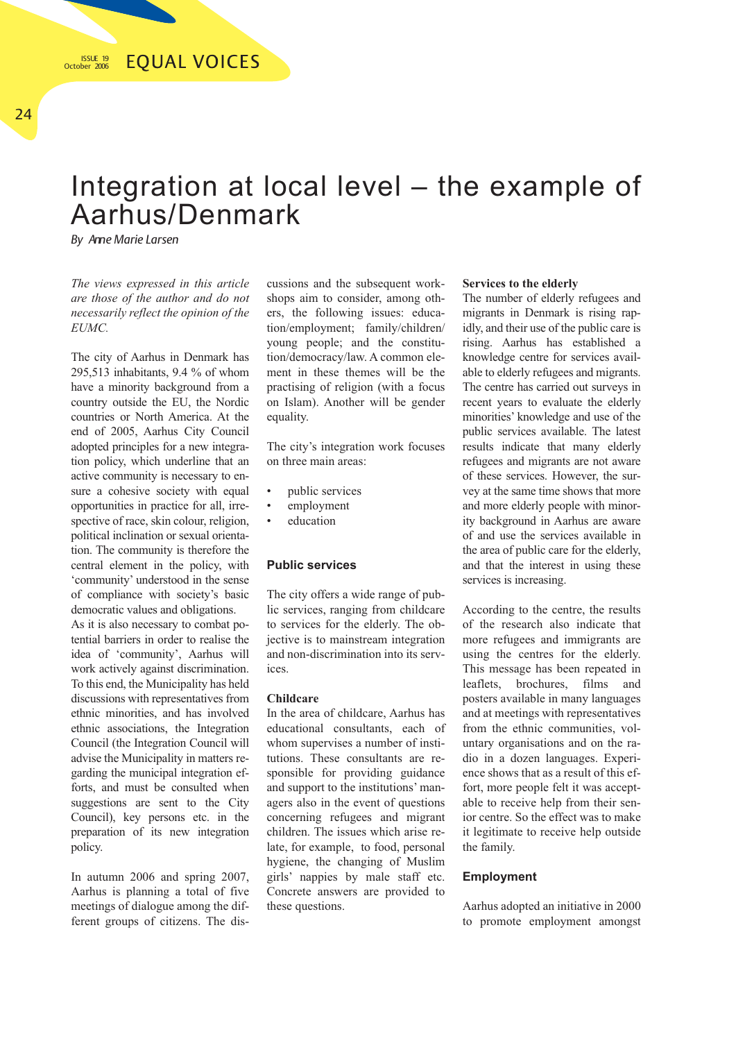# Integration at local level – the example of Aarhus/Denmark

By Anne Marie Larsen

*The views expressed in this article are those of the author and do not necessarily reflect the opinion of the EUMC.*

The city of Aarhus in Denmark has 295,513 inhabitants, 9.4 % of whom have a minority background from a country outside the EU, the Nordic countries or North America. At the end of 2005, Aarhus City Council adopted principles for a new integration policy, which underline that an active community is necessary to ensure a cohesive society with equal opportunities in practice for all, irrespective of race, skin colour, religion, political inclination or sexual orientation. The community is therefore the central element in the policy, with 'community' understood in the sense of compliance with society's basic democratic values and obligations.
As it is also necessary to combat potential barriers in order to realise the idea of 'community', Aarhus will work actively against discrimination. To this end, the Municipality has held discussions with representatives from ethnic minorities, and has involved ethnic associations, the Integration Council (the Integration Council will advise the Municipality in matters regarding the municipal integration efforts, and must be consulted when suggestions are sent to the City Council), key persons etc. in the preparation of its new integration policy.

In autumn 2006 and spring 2007, Aarhus is planning a total of five meetings of dialogue among the different groups of citizens. The discussions and the subsequent workshops aim to consider, among others, the following issues: education/employment; family/children/young people; and the constitution/democracy/law. A common element in these themes will be the practising of religion (with a focus on Islam). Another will be gender equality.

The city's integration work focuses on three main areas:

- public services
- employment
- education

## Public services

The city offers a wide range of public services, ranging from childcare to services for the elderly. The objective is to mainstream integration and non-discrimination into its services.

### Childcare

In the area of childcare, Aarhus has educational consultants, each of whom supervises a number of institutions. These consultants are responsible for providing guidance and support to the institutions' managers also in the event of questions concerning refugees and migrant children. The issues which arise relate, for example, to food, personal hygiene, the changing of Muslim girls' nappies by male staff etc. Concrete answers are provided to these questions.

### Services to the elderly

The number of elderly refugees and migrants in Denmark is rising rapidly, and their use of the public care is rising. Aarhus has established a knowledge centre for services available to elderly refugees and migrants. The centre has carried out surveys in recent years to evaluate the elderly minorities' knowledge and use of the public services available. The latest results indicate that many elderly refugees and migrants are not aware of these services. However, the survey at the same time shows that more and more elderly people with minority background in Aarhus are aware of and use the services available in the area of public care for the elderly, and that the interest in using these services is increasing.

According to the centre, the results of the research also indicate that more refugees and immigrants are using the centres for the elderly. This message has been repeated in leaflets, brochures, films and posters available in many languages and at meetings with representatives from the ethnic communities, voluntary organisations and on the radio in a dozen languages. Experience shows that as a result of this effort, more people felt it was acceptable to receive help from their senior centre. So the effect was to make it legitimate to receive help outside the family.

## Employment

Aarhus adopted an initiative in 2000 to promote employment amongst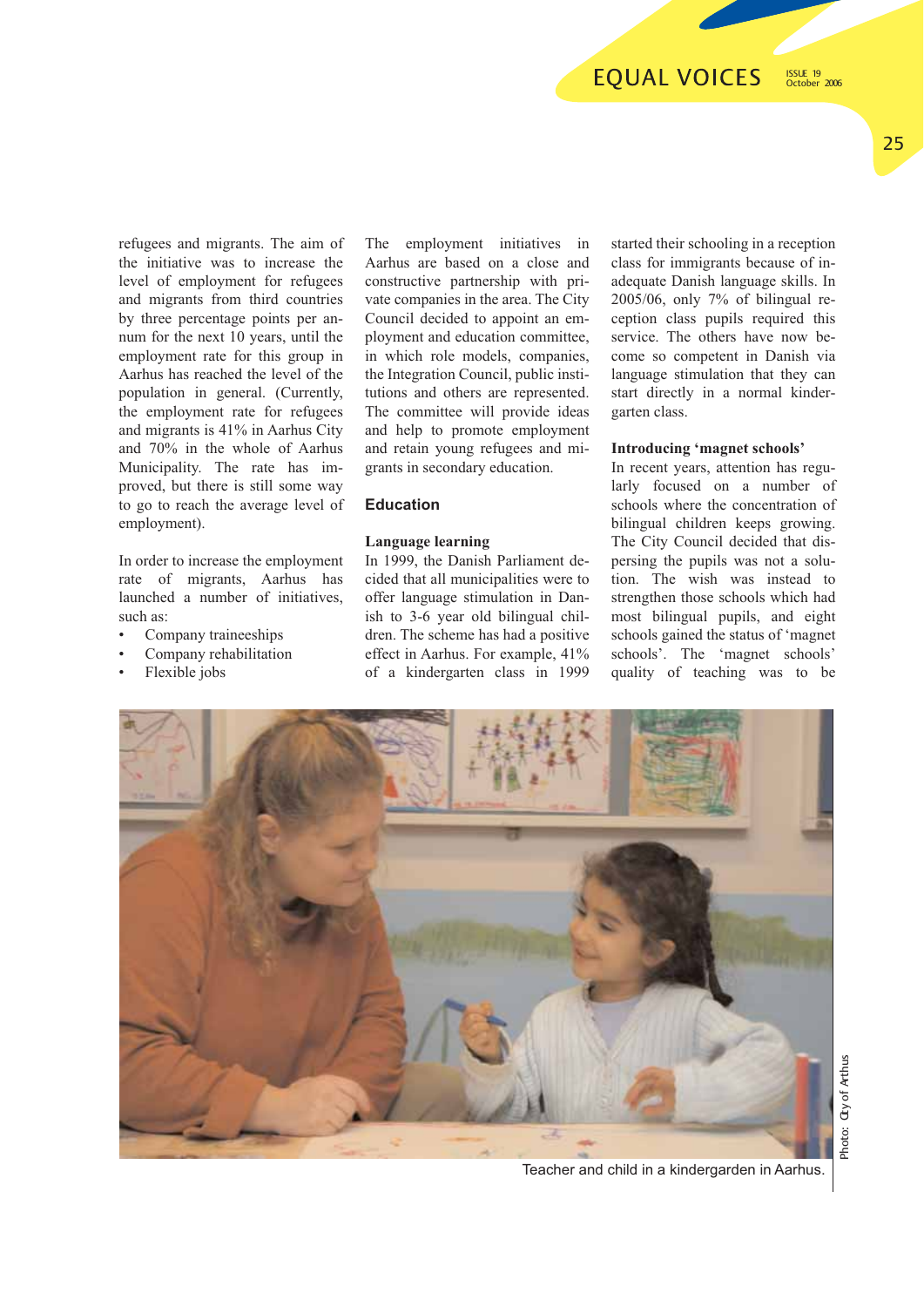refugees and migrants. The aim of the initiative was to increase the level of employment for refugees and migrants from third countries by three percentage points per annum for the next 10 years, until the employment rate for this group in Aarhus has reached the level of the population in general. (Currently, the employment rate for refugees and migrants is 41% in Aarhus City and 70% in the whole of Aarhus Municipality. The rate has improved, but there is still some way to go to reach the average level of employment).

In order to increase the employment rate of migrants, Aarhus has launched a number of initiatives, such as:

- Company traineeships
- Company rehabilitation
- Flexible jobs

The employment initiatives in Aarhus are based on a close and constructive partnership with private companies in the area. The City Council decided to appoint an employment and education committee, in which role models, companies, the Integration Council, public institutions and others are represented. The committee will provide ideas and help to promote employment and retain young refugees and migrants in secondary education.

## Education

### Language learning

In 1999, the Danish Parliament decided that all municipalities were to offer language stimulation in Danish to 3-6 year old bilingual children. The scheme has had a positive effect in Aarhus. For example, 41% of a kindergarten class in 1999 started their schooling in a reception class for immigrants because of inadequate Danish language skills. In 2005/06, only 7% of bilingual reception class pupils required this service. The others have now become so competent in Danish via language stimulation that they can start directly in a normal kindergarten class.

### Introducing 'magnet schools'

In recent years, attention has regularly focused on a number of schools where the concentration of bilingual children keeps growing. The City Council decided that dispersing the pupils was not a solution. The wish was instead to strengthen those schools which had most bilingual pupils, and eight schools gained the status of 'magnet schools'. The 'magnet schools' quality of teaching was to be

Teacher and child in a kindergarden in Aarhus.

Photo: City of Arthus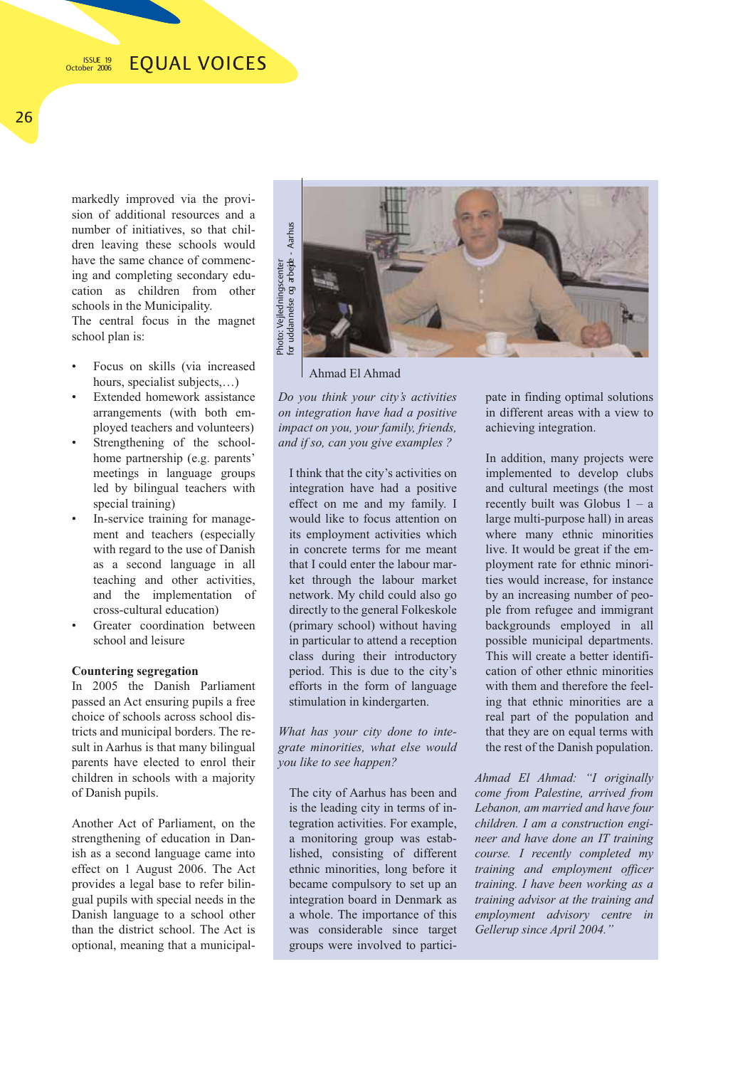markedly improved via the provision of additional resources and a number of initiatives, so that children leaving these schools would have the same chance of commencing and completing secondary education as children from other schools in the Municipality.
The central focus in the magnet school plan is:

- Focus on skills (via increased hours, specialist subjects,…)
- Extended homework assistance arrangements (with both employed teachers and volunteers)
- Strengthening of the school-home partnership (e.g. parents' meetings in language groups led by bilingual teachers with special training)
- In-service training for management and teachers (especially with regard to the use of Danish as a second language in all teaching and other activities, and the implementation of cross-cultural education)
- Greater coordination between school and leisure

**Countering segregation**
In 2005 the Danish Parliament passed an Act ensuring pupils a free choice of schools across school districts and municipal borders. The result in Aarhus is that many bilingual parents have elected to enrol their children in schools with a majority of Danish pupils.

Another Act of Parliament, on the strengthening of education in Danish as a second language came into effect on 1 August 2006. The Act provides a legal base to refer bilingual pupils with special needs in the Danish language to a school other than the district school. The Act is optional, meaning that a municipal-

Photo: Vejledningscenter for uddannelse og arbejde - Aarhus

Ahmad El Ahmad

*Do you think your city's activities on integration have had a positive impact on you, your family, friends, and if so, can you give examples ?*

I think that the city's activities on integration have had a positive effect on me and my family. I would like to focus attention on its employment activities which in concrete terms for me meant that I could enter the labour market through the labour market network. My child could also go directly to the general Folkeskole (primary school) without having in particular to attend a reception class during their introductory period. This is due to the city's efforts in the form of language stimulation in kindergarten.

*What has your city done to integrate minorities, what else would you like to see happen?*

The city of Aarhus has been and is the leading city in terms of integration activities. For example, a monitoring group was established, consisting of different ethnic minorities, long before it became compulsory to set up an integration board in Denmark as a whole. The importance of this was considerable since target groups were involved to participate in finding optimal solutions in different areas with a view to achieving integration.

In addition, many projects were implemented to develop clubs and cultural meetings (the most recently built was Globus 1 – a large multi-purpose hall) in areas where many ethnic minorities live. It would be great if the employment rate for ethnic minorities would increase, for instance by an increasing number of people from refugee and immigrant backgrounds employed in all possible municipal departments. This will create a better identification of other ethnic minorities with them and therefore the feeling that ethnic minorities are a real part of the population and that they are on equal terms with the rest of the Danish population.

*Ahmad El Ahmad: "I originally come from Palestine, arrived from Lebanon, am married and have four children. I am a construction engineer and have done an IT training course. I recently completed my training and employment officer training. I have been working as a training advisor at the training and employment advisory centre in Gellerup since April 2004."*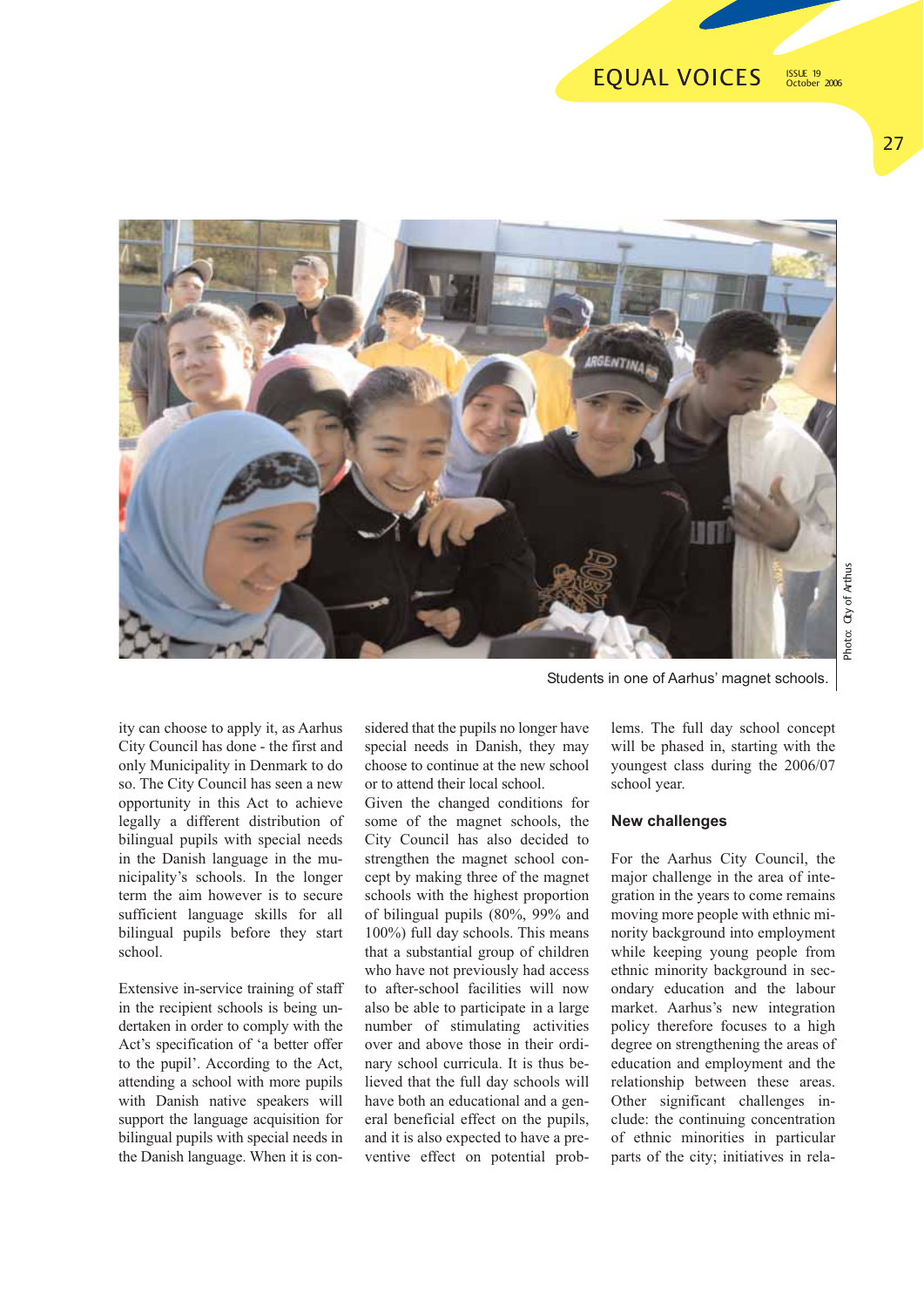Students in one of Aarhus' magnet schools.

ity can choose to apply it, as Aarhus City Council has done - the first and only Municipality in Denmark to do so. The City Council has seen a new opportunity in this Act to achieve legally a different distribution of bilingual pupils with special needs in the Danish language in the municipality's schools. In the longer term the aim however is to secure sufficient language skills for all bilingual pupils before they start school.

Extensive in-service training of staff in the recipient schools is being undertaken in order to comply with the Act's specification of 'a better offer to the pupil'. According to the Act, attending a school with more pupils with Danish native speakers will support the language acquisition for bilingual pupils with special needs in the Danish language. When it is considered that the pupils no longer have special needs in Danish, they may choose to continue at the new school or to attend their local school.

Given the changed conditions for some of the magnet schools, the City Council has also decided to strengthen the magnet school concept by making three of the magnet schools with the highest proportion of bilingual pupils (80%, 99% and 100%) full day schools. This means that a substantial group of children who have not previously had access to after-school facilities will now also be able to participate in a large number of stimulating activities over and above those in their ordinary school curricula. It is thus believed that the full day schools will have both an educational and a general beneficial effect on the pupils, and it is also expected to have a preventive effect on potential problems. The full day school concept will be phased in, starting with the youngest class during the 2006/07 school year.

### New challenges

For the Aarhus City Council, the major challenge in the area of integration in the years to come remains moving more people with ethnic minority background into employment while keeping young people from ethnic minority background in secondary education and the labour market. Aarhus's new integration policy therefore focuses to a high degree on strengthening the areas of education and employment and the relationship between these areas. Other significant challenges include: the continuing concentration of ethnic minorities in particular parts of the city; initiatives in rela-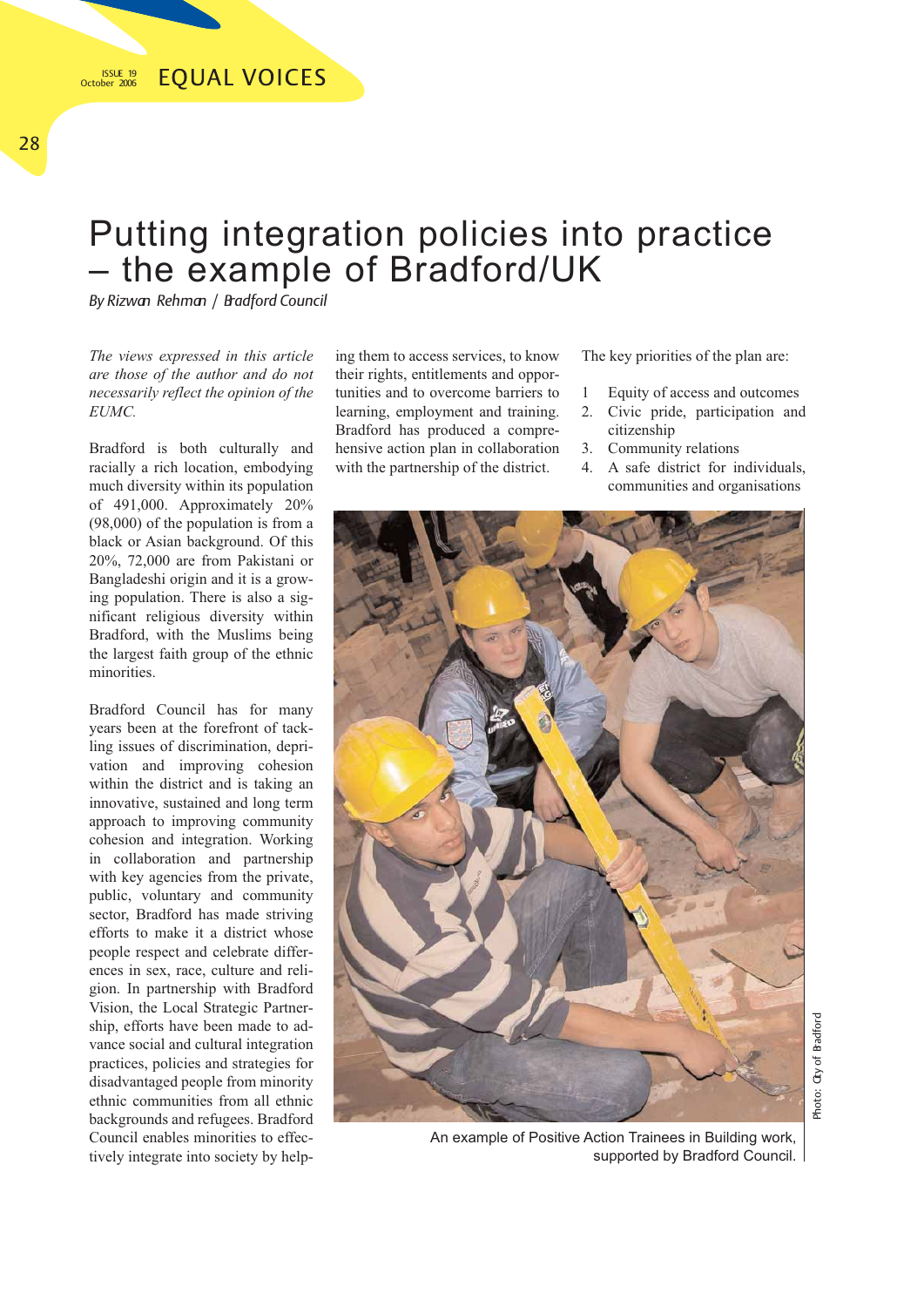# Putting integration policies into practice – the example of Bradford/UK

*By Rizwan Rehman / Bradford Council*

*The views expressed in this article are those of the author and do not necessarily reflect the opinion of the EUMC.*

Bradford is both culturally and racially a rich location, embodying much diversity within its population of 491,000. Approximately 20% (98,000) of the population is from a black or Asian background. Of this 20%, 72,000 are from Pakistani or Bangladeshi origin and it is a growing population. There is also a significant religious diversity within Bradford, with the Muslims being the largest faith group of the ethnic minorities.

Bradford Council has for many years been at the forefront of tackling issues of discrimination, deprivation and improving cohesion within the district and is taking an innovative, sustained and long term approach to improving community cohesion and integration. Working in collaboration and partnership with key agencies from the private, public, voluntary and community sector, Bradford has made striving efforts to make it a district whose people respect and celebrate differences in sex, race, culture and religion. In partnership with Bradford Vision, the Local Strategic Partnership, efforts have been made to advance social and cultural integration practices, policies and strategies for disadvantaged people from minority ethnic communities from all ethnic backgrounds and refugees. Bradford Council enables minorities to effectively integrate into society by helping them to access services, to know their rights, entitlements and opportunities and to overcome barriers to learning, employment and training. Bradford has produced a comprehensive action plan in collaboration with the partnership of the district.

The key priorities of the plan are:

1. Equity of access and outcomes
2. Civic pride, participation and citizenship
3. Community relations
4. A safe district for individuals, communities and organisations

An example of Positive Action Trainees in Building work, supported by Bradford Council.

Photo: City of Bradford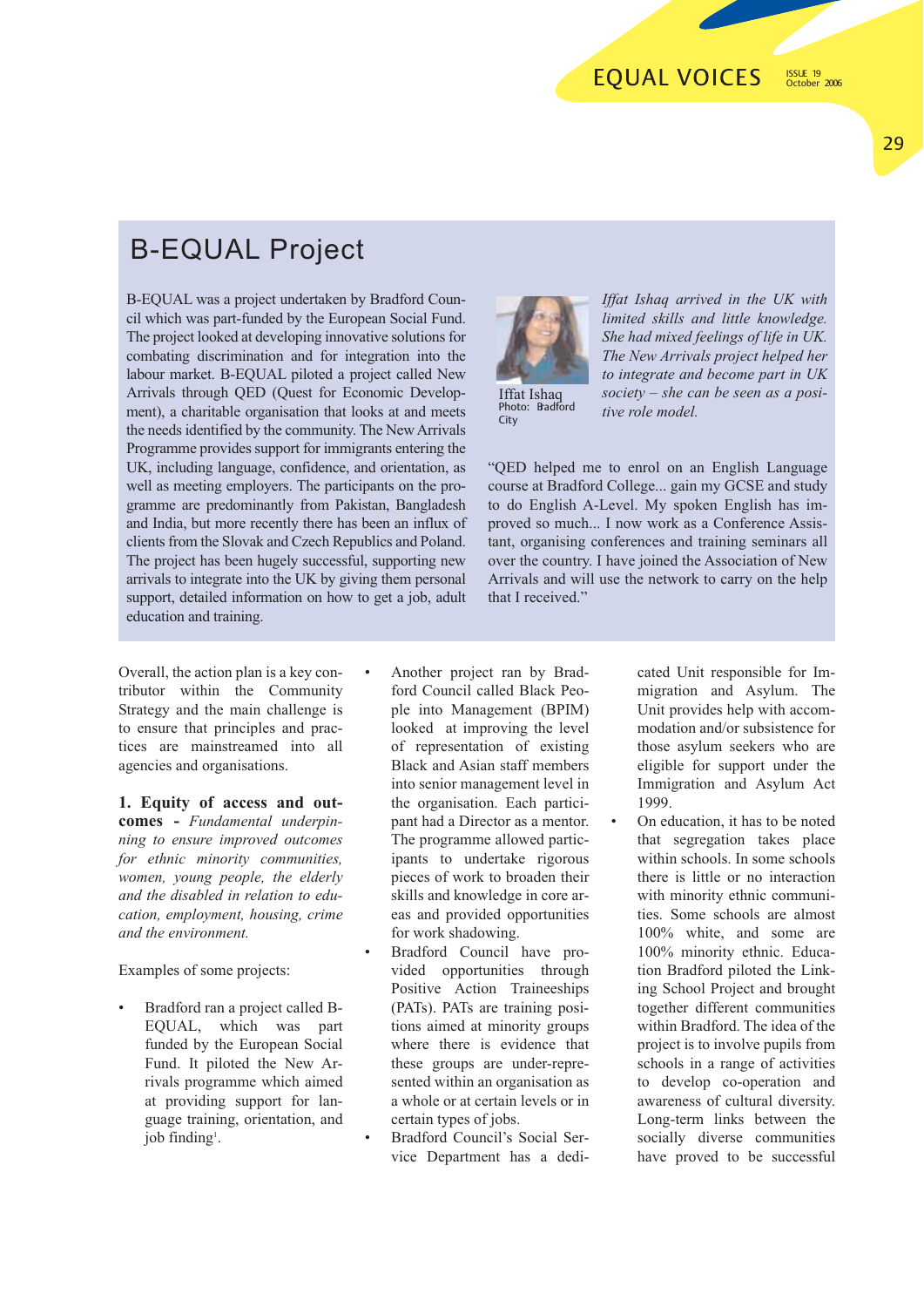## B-EQUAL Project

B-EQUAL was a project undertaken by Bradford Council which was part-funded by the European Social Fund. The project looked at developing innovative solutions for combating discrimination and for integration into the labour market. B-EQUAL piloted a project called New Arrivals through QED (Quest for Economic Development), a charitable organisation that looks at and meets the needs identified by the community. The New Arrivals Programme provides support for immigrants entering the UK, including language, confidence, and orientation, as well as meeting employers. The participants on the programme are predominantly from Pakistan, Bangladesh and India, but more recently there has been an influx of clients from the Slovak and Czech Republics and Poland. The project has been hugely successful, supporting new arrivals to integrate into the UK by giving them personal support, detailed information on how to get a job, adult education and training.

Iffat Ishaq
Photo: Bradford City

*Iffat Ishaq arrived in the UK with limited skills and little knowledge. She had mixed feelings of life in UK. The New Arrivals project helped her to integrate and become part in UK society – she can be seen as a positive role model.*

"QED helped me to enrol on an English Language course at Bradford College... gain my GCSE and study to do English A-Level. My spoken English has improved so much... I now work as a Conference Assistant, organising conferences and training seminars all over the country. I have joined the Association of New Arrivals and will use the network to carry on the help that I received."

Overall, the action plan is a key contributor within the Community Strategy and the main challenge is to ensure that principles and practices are mainstreamed into all agencies and organisations.

**1. Equity of access and outcomes -** *Fundamental underpinning to ensure improved outcomes for ethnic minority communities, women, young people, the elderly and the disabled in relation to education, employment, housing, crime and the environment.*

Examples of some projects:

- Bradford ran a project called B-EQUAL, which was part funded by the European Social Fund. It piloted the New Arrivals programme which aimed at providing support for language training, orientation, and job finding[1].
- Another project ran by Bradford Council called Black People into Management (BPIM) looked at improving the level of representation of existing Black and Asian staff members into senior management level in the organisation. Each participant had a Director as a mentor. The programme allowed participants to undertake rigorous pieces of work to broaden their skills and knowledge in core areas and provided opportunities for work shadowing.
- Bradford Council have provided opportunities through Positive Action Traineeships (PATs). PATs are training positions aimed at minority groups where there is evidence that these groups are under-represented within an organisation as a whole or at certain levels or in certain types of jobs.
- Bradford Council's Social Service Department has a dedicated Unit responsible for Immigration and Asylum. The Unit provides help with accommodation and/or subsistence for those asylum seekers who are eligible for support under the Immigration and Asylum Act 1999.
- On education, it has to be noted that segregation takes place within schools. In some schools there is little or no interaction with minority ethnic communities. Some schools are almost 100% white, and some are 100% minority ethnic. Education Bradford piloted the Linking School Project and brought together different communities within Bradford. The idea of the project is to involve pupils from schools in a range of activities to develop co-operation and awareness of cultural diversity. Long-term links between the socially diverse communities have proved to be successful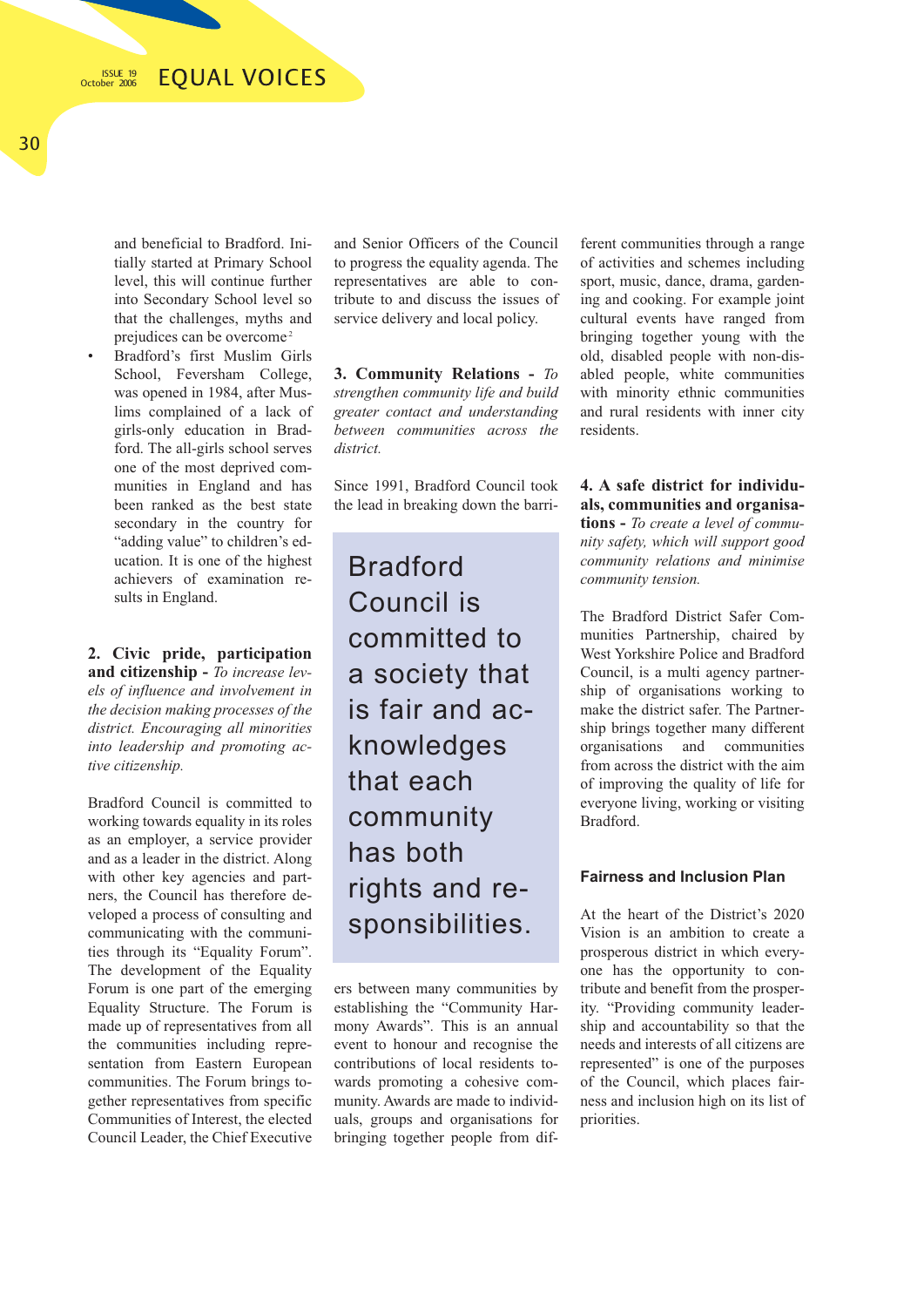and beneficial to Bradford. Initially started at Primary School level, this will continue further into Secondary School level so that the challenges, myths and prejudices can be overcome[2]

- Bradford's first Muslim Girls School, Feversham College, was opened in 1984, after Muslims complained of a lack of girls-only education in Bradford. The all-girls school serves one of the most deprived communities in England and has been ranked as the best state secondary in the country for "adding value" to children's education. It is one of the highest achievers of examination results in England.

**2. Civic pride, participation and citizenship -** *To increase levels of influence and involvement in the decision making processes of the district. Encouraging all minorities into leadership and promoting active citizenship.*

Bradford Council is committed to working towards equality in its roles as an employer, a service provider and as a leader in the district. Along with other key agencies and partners, the Council has therefore developed a process of consulting and communicating with the communities through its "Equality Forum". The development of the Equality Forum is one part of the emerging Equality Structure. The Forum is made up of representatives from all the communities including representation from Eastern European communities. The Forum brings together representatives from specific Communities of Interest, the elected Council Leader, the Chief Executive and Senior Officers of the Council to progress the equality agenda. The representatives are able to contribute to and discuss the issues of service delivery and local policy.

**3. Community Relations -** *To strengthen community life and build greater contact and understanding between communities across the district.*

Since 1991, Bradford Council took the lead in breaking down the barriers between many communities by establishing the "Community Harmony Awards". This is an annual event to honour and recognise the contributions of local residents towards promoting a cohesive community. Awards are made to individuals, groups and organisations for bringing together people from different communities through a range of activities and schemes including sport, music, dance, drama, gardening and cooking. For example joint cultural events have ranged from bringing together young with the old, disabled people with non-disabled people, white communities with minority ethnic communities and rural residents with inner city residents.

> Bradford Council is committed to a society that is fair and acknowledges that each community has both rights and responsibilities.

**4. A safe district for individuals, communities and organisations -** *To create a level of community safety, which will support good community relations and minimise community tension.*

The Bradford District Safer Communities Partnership, chaired by West Yorkshire Police and Bradford Council, is a multi agency partnership of organisations working to make the district safer. The Partnership brings together many different organisations and communities from across the district with the aim of improving the quality of life for everyone living, working or visiting Bradford.

### Fairness and Inclusion Plan

At the heart of the District's 2020 Vision is an ambition to create a prosperous district in which everyone has the opportunity to contribute and benefit from the prosperity. "Providing community leadership and accountability so that the needs and interests of all citizens are represented" is one of the purposes of the Council, which places fairness and inclusion high on its list of priorities.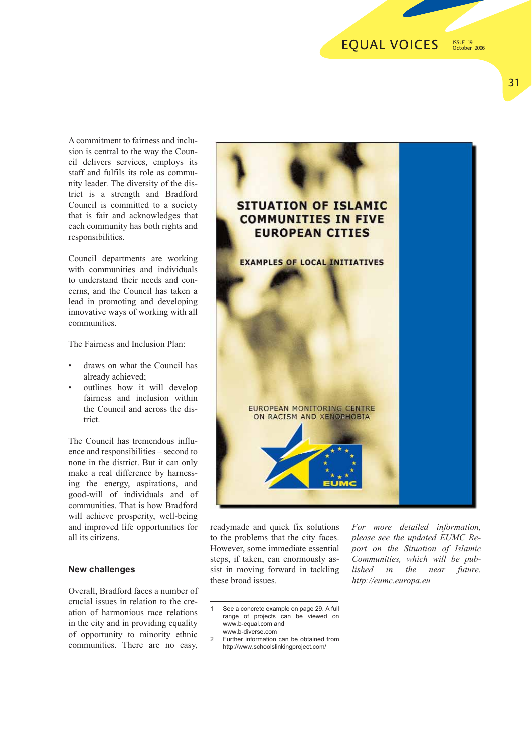A commitment to fairness and inclusion is central to the way the Council delivers services, employs its staff and fulfils its role as community leader. The diversity of the district is a strength and Bradford Council is committed to a society that is fair and acknowledges that each community has both rights and responsibilities.

Council departments are working with communities and individuals to understand their needs and concerns, and the Council has taken a lead in promoting and developing innovative ways of working with all communities.

The Fairness and Inclusion Plan:

- draws on what the Council has already achieved;
- outlines how it will develop fairness and inclusion within the Council and across the district.

The Council has tremendous influence and responsibilities – second to none in the district. But it can only make a real difference by harnessing the energy, aspirations, and good-will of individuals and of communities. That is how Bradford will achieve prosperity, well-being and improved life opportunities for all its citizens.

**New challenges**

Overall, Bradford faces a number of crucial issues in relation to the creation of harmonious race relations in the city and in providing equality of opportunity to minority ethnic communities. There are no easy, readymade and quick fix solutions to the problems that the city faces. However, some immediate essential steps, if taken, can enormously assist in moving forward in tackling these broad issues.

SITUATION OF ISLAMIC COMMUNITIES IN FIVE EUROPEAN CITIES

EXAMPLES OF LOCAL INITIATIVES

EUROPEAN MONITORING CENTRE ON RACISM AND XENOPHOBIA

EUMC

*For more detailed information, please see the updated EUMC Report on the Situation of Islamic Communities, which will be published in the near future. http://eumc.europa.eu*

---

1 See a concrete example on page 29. A full range of projects can be viewed on www.b-equal.com and www.b-diverse.com

2 Further information can be obtained from http://www.schoolslinkingproject.com/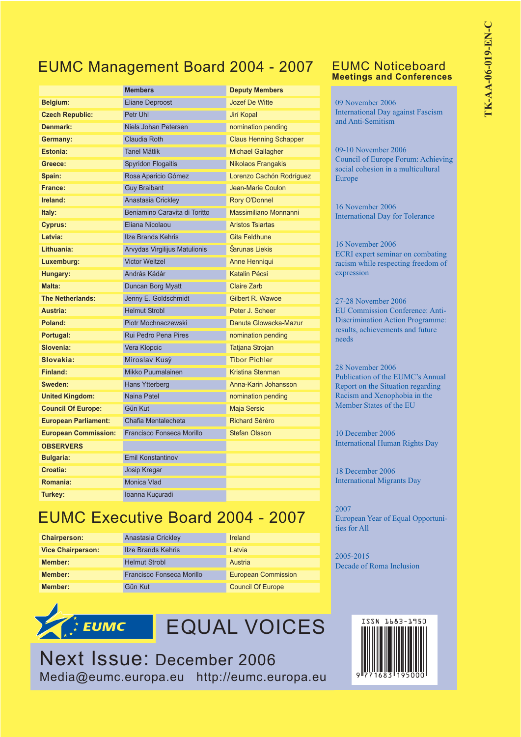# EUMC Management Board 2004 - 2007

| | Members | Deputy Members |
|---|---|---|
| **Belgium:** | Eliane Deproost | Jozef De Witte |
| **Czech Republic:** | Petr Uhl | Jirí Kopal |
| **Denmark:** | Niels Johan Petersen | nomination pending |
| **Germany:** | Claudia Roth | Claus Henning Schapper |
| **Estonia:** | Tanel Mätlik | Michael Gallagher |
| **Greece:** | Spyridon Flogaitis | Nikolaos Frangakis |
| **Spain:** | Rosa Aparicio Gómez | Lorenzo Cachón Rodríguez |
| **France:** | Guy Braibant | Jean-Marie Coulon |
| **Ireland:** | Anastasia Crickley | Rory O'Donnel |
| **Italy:** | Beniamino Caravita di Toritto | Massimiliano Monnanni |
| **Cyprus:** | Eliana Nicolaou | Aristos Tsiartas |
| **Latvia:** | Ilze Brands Kehris | Gita Feldhune |
| **Lithuania:** | Arvydas Virgilijus Matulionis | Šarunas Liekis |
| **Luxemburg:** | Victor Weitzel | Anne Henniqui |
| **Hungary:** | András Kádár | Katalin Pécsi |
| **Malta:** | Duncan Borg Myatt | Claire Zarb |
| **The Netherlands:** | Jenny E. Goldschmidt | Gilbert R. Wawoe |
| **Austria:** | Helmut Strobl | Peter J. Scheer |
| **Poland:** | Piotr Mochnaczewski | Danuta Glowacka-Mazur |
| **Portugal:** | Rui Pedro Pena Pires | nomination pending |
| **Slovenia:** | Vera Klopcic | Tatjana Strojan |
| **Slovakia:** | Miroslav Kusý | Tibor Pichler |
| **Finland:** | Mikko Puumalainen | Kristina Stenman |
| **Sweden:** | Hans Ytterberg | Anna-Karin Johansson |
| **United Kingdom:** | Naina Patel | nomination pending |
| **Council Of Europe:** | Gün Kut | Maja Sersic |
| **European Parliament:** | Chafia Mentalecheta | Richard Séréro |
| **European Commission:** | Francisco Fonseca Morillo | Stefan Olsson |
| **OBSERVERS** | | |
| **Bulgaria:** | Emil Konstantinov | |
| **Croatia:** | Josip Kregar | |
| **Romania:** | Monica Vlad | |
| **Turkey:** | Ioanna Kuçuradi | |

# EUMC Executive Board 2004 - 2007

| | | |
|---|---|---|
| **Chairperson:** | Anastasia Crickley | Ireland |
| **Vice Chairperson:** | Ilze Brands Kehris | Latvia |
| **Member:** | Helmut Strobl | Austria |
| **Member:** | Francisco Fonseca Morillo | European Commission |
| **Member:** | Gün Kut | Council Of Europe |

# EUMC Noticeboard
## Meetings and Conferences

09 November 2006
International Day against Fascism and Anti-Semitism

09-10 November 2006
Council of Europe Forum: Achieving social cohesion in a multicultural Europe

16 November 2006
International Day for Tolerance

16 November 2006
ECRI expert seminar on combating racism while respecting freedom of expression

27-28 November 2006
EU Commission Conference: Anti-Discrimination Action Programme: results, achievements and future needs

28 November 2006
Publication of the EUMC's Annual Report on the Situation regarding Racism and Xenophobia in the Member States of the EU

10 December 2006
International Human Rights Day

18 December 2006
International Migrants Day

2007
European Year of Equal Opportunities for All

2005-2015
Decade of Roma Inclusion

EUMC

EQUAL VOICES

Next Issue: December 2006

Media@eumc.europa.eu http://eumc.europa.eu

ISSN 1683-1950

TK-AA-06-019-EN-C